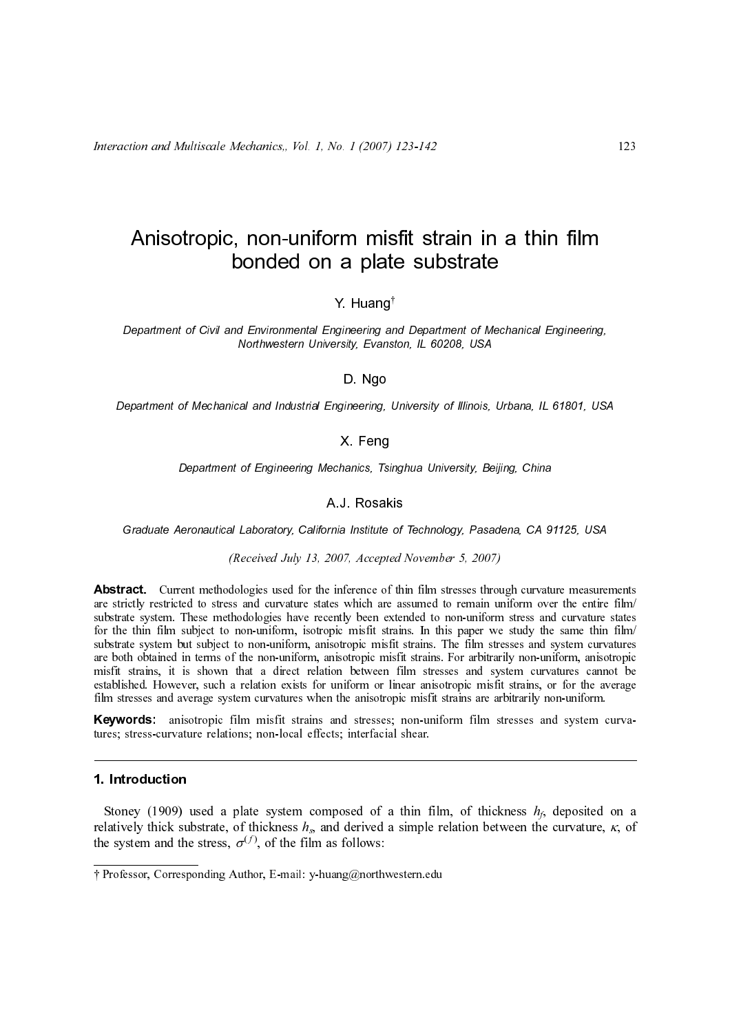# Anisotropic, non-uniform misfit strain in a thin film bonded on a plate substrate

Y. Huang†

*Department of Civil and Environmental Engineering and Department of Mechanical Engineering, Northwestern University, Evanston, IL 60208, USA*

D. Ngo

*Department of Mechanical and Industrial Engineering, University of Illinois, Urbana, IL 61801, USA*

X. Feng

*Department of Engineering Mechanics, Tsinghua University, Beijing, China*

A.J. Rosakis

*Graduate Aeronautical Laboratory, California Institute of Technology, Pasadena, CA 91125, USA*

*(Received July 13, 2007, Accepted November 5, 2007)*

**Abstract.** Current methodologies used for the inference of thin film stresses through curvature measurements are strictly restricted to stress and curvature states which are assumed to remain uniform over the entire film/substrate system. These methodologies have recently been extended to non-uniform stress and curvature states for the thin film subject to non-uniform, isotropic misfit strains. In this paper we study the same thin film/substrate system but subject to non-uniform, anisotropic misfit strains. The film stresses and system curvatures are both obtained in terms of the non-uniform, anisotropic misfit strains. For arbitrarily non-uniform, anisotropic misfit strains, it is shown that a direct relation between film stresses and system curvatures cannot be established. However, such a relation exists for uniform or linear anisotropic misfit strains, or for the average film stresses and average system curvatures when the anisotropic misfit strains are arbitrarily non-uniform.

**Keywords:** anisotropic film misfit strains and stresses; non-uniform film stresses and system curvatures; stress-curvature relations; non-local effects; interfacial shear.

## 1. Introduction

Stoney (1909) used a plate system composed of a thin film, of thickness $h_f$, deposited on a relatively thick substrate, of thickness $h_s$, and derived a simple relation between the curvature, $\kappa$, of the system and the stress, $\sigma^{(f)}$, of the film as follows:

† Professor, Corresponding Author, E-mail: y-huang@northwestern.edu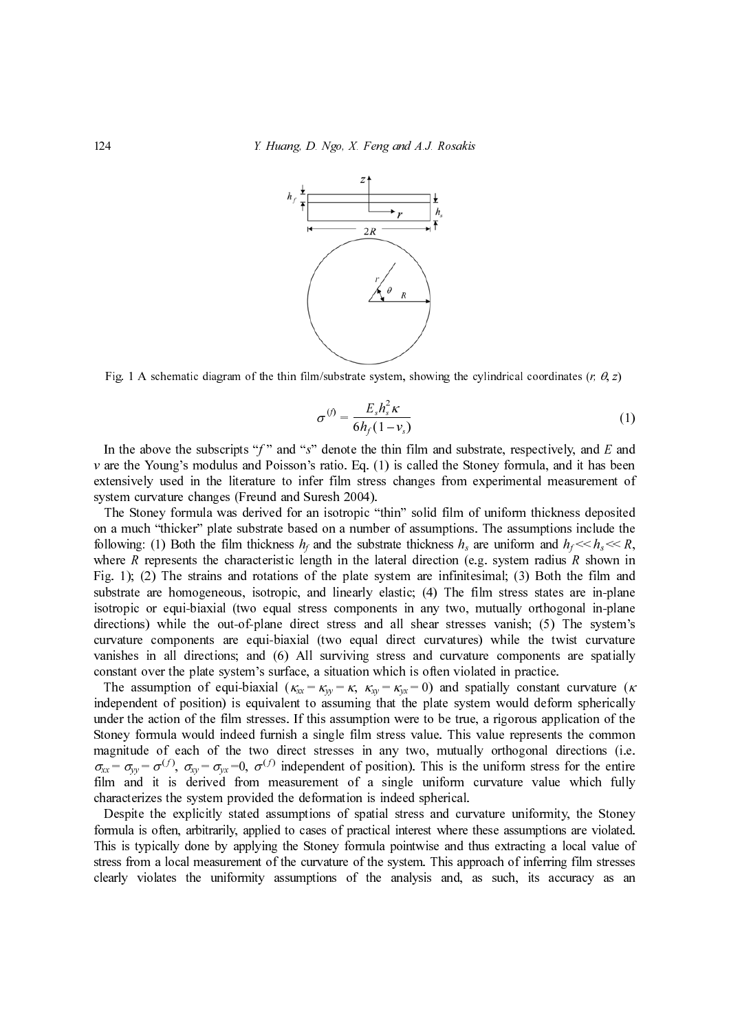Fig. 1 A schematic diagram of the thin film/substrate system, showing the cylindrical coordinates ($r$, $\theta$, $z$)

$$\sigma^{(f)} = \frac{E_s h_s^2 \kappa}{6 h_f (1 - \nu_s)} \tag{1}$$

In the above the subscripts "$f$" and "$s$" denote the thin film and substrate, respectively, and $E$ and $\nu$ are the Young's modulus and Poisson's ratio. Eq. (1) is called the Stoney formula, and it has been extensively used in the literature to infer film stress changes from experimental measurement of system curvature changes (Freund and Suresh 2004).

The Stoney formula was derived for an isotropic "thin" solid film of uniform thickness deposited on a much "thicker" plate substrate based on a number of assumptions. The assumptions include the following: (1) Both the film thickness $h_f$ and the substrate thickness $h_s$ are uniform and $h_f << h_s << R$, where $R$ represents the characteristic length in the lateral direction (e.g. system radius $R$ shown in Fig. 1); (2) The strains and rotations of the plate system are infinitesimal; (3) Both the film and substrate are homogeneous, isotropic, and linearly elastic; (4) The film stress states are in-plane isotropic or equi-biaxial (two equal stress components in any two, mutually orthogonal in-plane directions) while the out-of-plane direct stress and all shear stresses vanish; (5) The system's curvature components are equi-biaxial (two equal direct curvatures) while the twist curvature vanishes in all directions; and (6) All surviving stress and curvature components are spatially constant over the plate system's surface, a situation which is often violated in practice.

The assumption of equi-biaxial ($\kappa_{xx} = \kappa_{yy} = \kappa$, $\kappa_{xy} = \kappa_{yx} = 0$) and spatially constant curvature ($\kappa$ independent of position) is equivalent to assuming that the plate system would deform spherically under the action of the film stresses. If this assumption were to be true, a rigorous application of the Stoney formula would indeed furnish a single film stress value. This value represents the common magnitude of each of the two direct stresses in any two, mutually orthogonal directions (i.e. $\sigma_{xx} = \sigma_{yy} = \sigma^{(f)}$, $\sigma_{xy} = \sigma_{yx} = 0$, $\sigma^{(f)}$ independent of position). This is the uniform stress for the entire film and it is derived from measurement of a single uniform curvature value which fully characterizes the system provided the deformation is indeed spherical.

Despite the explicitly stated assumptions of spatial stress and curvature uniformity, the Stoney formula is often, arbitrarily, applied to cases of practical interest where these assumptions are violated. This is typically done by applying the Stoney formula pointwise and thus extracting a local value of stress from a local measurement of the curvature of the system. This approach of inferring film stresses clearly violates the uniformity assumptions of the analysis and, as such, its accuracy as an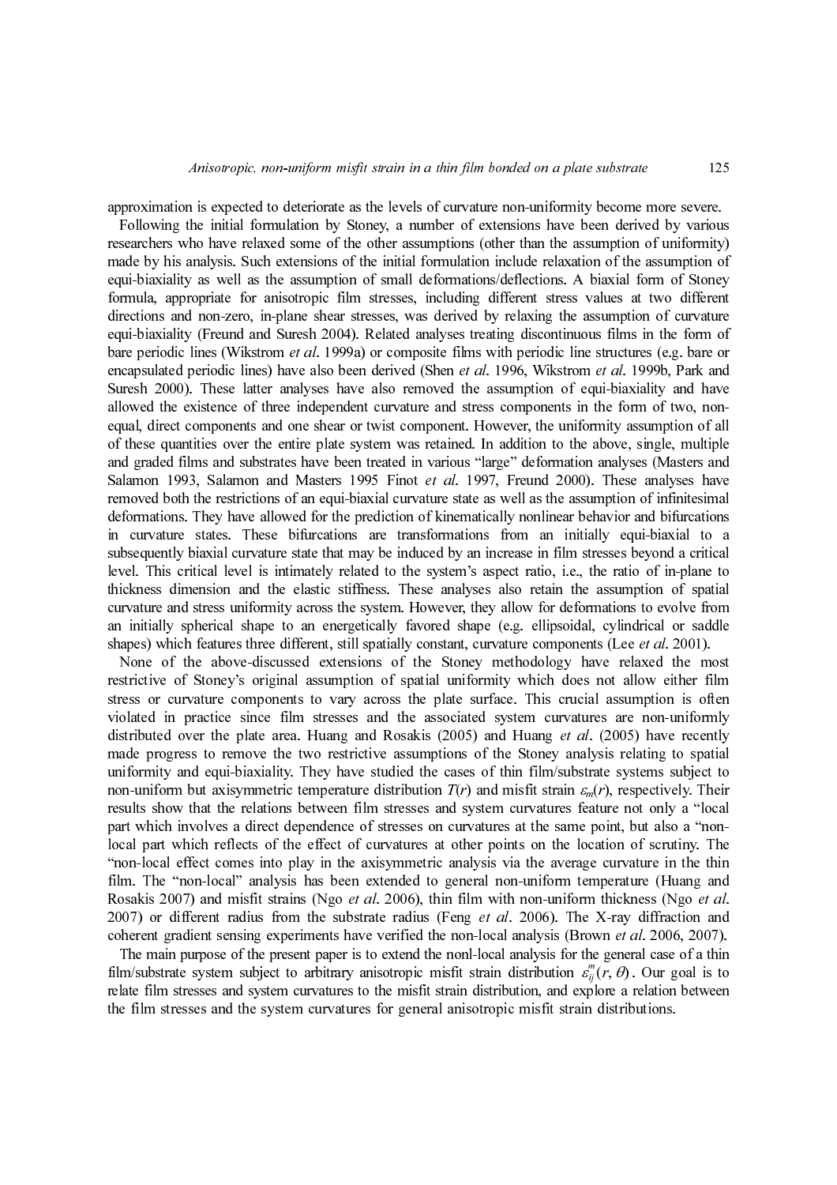approximation is expected to deteriorate as the levels of curvature non-uniformity become more severe.

Following the initial formulation by Stoney, a number of extensions have been derived by various researchers who have relaxed some of the other assumptions (other than the assumption of uniformity) made by his analysis. Such extensions of the initial formulation include relaxation of the assumption of equi-biaxiality as well as the assumption of small deformations/deflections. A biaxial form of Stoney formula, appropriate for anisotropic film stresses, including different stress values at two different directions and non-zero, in-plane shear stresses, was derived by relaxing the assumption of curvature equi-biaxiality (Freund and Suresh 2004). Related analyses treating discontinuous films in the form of bare periodic lines (Wikstrom *et al*. 1999a) or composite films with periodic line structures (e.g. bare or encapsulated periodic lines) have also been derived (Shen *et al*. 1996, Wikstrom *et al*. 1999b, Park and Suresh 2000). These latter analyses have also removed the assumption of equi-biaxiality and have allowed the existence of three independent curvature and stress components in the form of two, non-equal, direct components and one shear or twist component. However, the uniformity assumption of all of these quantities over the entire plate system was retained. In addition to the above, single, multiple and graded films and substrates have been treated in various "large" deformation analyses (Masters and Salamon 1993, Salamon and Masters 1995 Finot *et al*. 1997, Freund 2000). These analyses have removed both the restrictions of an equi-biaxial curvature state as well as the assumption of infinitesimal deformations. They have allowed for the prediction of kinematically nonlinear behavior and bifurcations in curvature states. These bifurcations are transformations from an initially equi-biaxial to a subsequently biaxial curvature state that may be induced by an increase in film stresses beyond a critical level. This critical level is intimately related to the system's aspect ratio, i.e., the ratio of in-plane to thickness dimension and the elastic stiffness. These analyses also retain the assumption of spatial curvature and stress uniformity across the system. However, they allow for deformations to evolve from an initially spherical shape to an energetically favored shape (e.g. ellipsoidal, cylindrical or saddle shapes) which features three different, still spatially constant, curvature components (Lee *et al*. 2001).

None of the above-discussed extensions of the Stoney methodology have relaxed the most restrictive of Stoney's original assumption of spatial uniformity which does not allow either film stress or curvature components to vary across the plate surface. This crucial assumption is often violated in practice since film stresses and the associated system curvatures are non-uniformly distributed over the plate area. Huang and Rosakis (2005) and Huang *et al*. (2005) have recently made progress to remove the two restrictive assumptions of the Stoney analysis relating to spatial uniformity and equi-biaxiality. They have studied the cases of thin film/substrate systems subject to non-uniform but axisymmetric temperature distribution $T(r)$ and misfit strain $\varepsilon_m(r)$, respectively. Their results show that the relations between film stresses and system curvatures feature not only a "local part which involves a direct dependence of stresses on curvatures at the same point, but also a "non-local part which reflects of the effect of curvatures at other points on the location of scrutiny. The "non-local effect comes into play in the axisymmetric analysis via the average curvature in the thin film. The "non-local" analysis has been extended to general non-uniform temperature (Huang and Rosakis 2007) and misfit strains (Ngo *et al*. 2006), thin film with non-uniform thickness (Ngo *et al*. 2007) or different radius from the substrate radius (Feng *et al*. 2006). The X-ray diffraction and coherent gradient sensing experiments have verified the non-local analysis (Brown *et al*. 2006, 2007).

The main purpose of the present paper is to extend the nonl-local analysis for the general case of a thin film/substrate system subject to arbitrary anisotropic misfit strain distribution $\varepsilon_{ij}^{m}(r,\theta)$. Our goal is to relate film stresses and system curvatures to the misfit strain distribution, and explore a relation between the film stresses and the system curvatures for general anisotropic misfit strain distributions.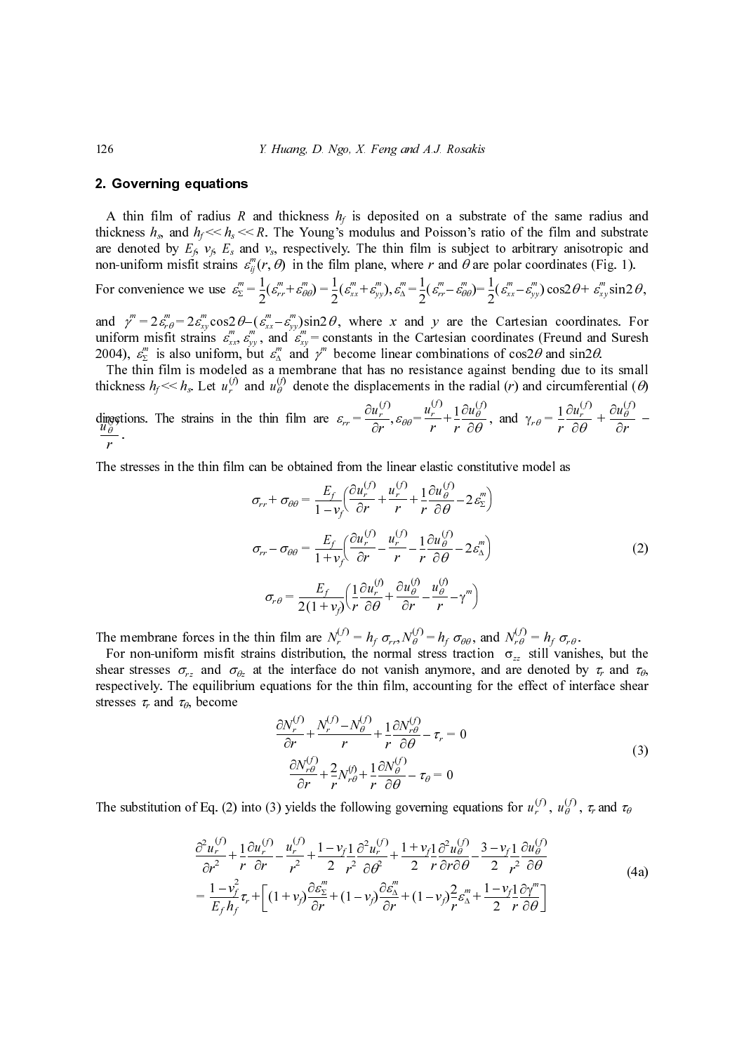## 2. Governing equations

A thin film of radius $R$ and thickness $h_f$ is deposited on a substrate of the same radius and thickness $h_s$, and $h_f << h_s << R$. The Young's modulus and Poisson's ratio of the film and substrate are denoted by $E_f$, $\nu_f$, $E_s$ and $\nu_s$, respectively. The thin film is subject to arbitrary anisotropic and non-uniform misfit strains $\varepsilon_{ij}^{m}(r,\theta)$ in the film plane, where $r$ and $\theta$ are polar coordinates (Fig. 1).

For convenience we use $\varepsilon_{\Sigma}^{m} = \frac{1}{2}(\varepsilon_{rr}^{m}+\varepsilon_{\theta\theta}^{m}) = \frac{1}{2}(\varepsilon_{xx}^{m}+\varepsilon_{yy}^{m})$, $\varepsilon_{\Delta}^{m}=\frac{1}{2}(\varepsilon_{rr}^{m}-\varepsilon_{\theta\theta}^{m})=\frac{1}{2}(\varepsilon_{xx}^{m}-\varepsilon_{yy}^{m})\cos 2\theta + \varepsilon_{xy}^{m}\sin 2\theta$, and $\gamma^{m} = 2\varepsilon_{r\theta}^{m} = 2\varepsilon_{xy}^{m}\cos 2\theta - (\varepsilon_{xx}^{m}-\varepsilon_{yy}^{m})\sin 2\theta$, where $x$ and $y$ are the Cartesian coordinates. For uniform misfit strains $\varepsilon_{xx}^{m}$, $\varepsilon_{yy}^{m}$, and $\varepsilon_{xy}^{m}$ = constants in the Cartesian coordinates (Freund and Suresh 2004), $\varepsilon_{\Sigma}^{m}$ is also uniform, but $\varepsilon_{\Delta}^{m}$ and $\gamma^{m}$ become linear combinations of $\cos 2\theta$ and $\sin 2\theta$.

The thin film is modeled as a membrane that has no resistance against bending due to its small thickness $h_f << h_s$. Let $u_r^{(f)}$ and $u_\theta^{(f)}$ denote the displacements in the radial ($r$) and circumferential ($\theta$) directions. The strains in the thin film are $\varepsilon_{rr} = \frac{\partial u_r^{(f)}}{\partial r}$, $\varepsilon_{\theta\theta} = \frac{u_r^{(f)}}{r} + \frac{1}{r}\frac{\partial u_\theta^{(f)}}{\partial \theta}$, and $\gamma_{r\theta} = \frac{1}{r}\frac{\partial u_r^{(f)}}{\partial \theta} + \frac{\partial u_\theta^{(f)}}{\partial r} - \frac{u_\theta^{(f)}}{r}$.

The stresses in the thin film can be obtained from the linear elastic constitutive model as

$$
\begin{aligned}
\sigma_{rr} + \sigma_{\theta\theta} &= \frac{E_f}{1-\nu_f}\left(\frac{\partial u_r^{(f)}}{\partial r} + \frac{u_r^{(f)}}{r} + \frac{1}{r}\frac{\partial u_\theta^{(f)}}{\partial \theta} - 2\varepsilon_{\Sigma}^{m}\right) \\
\sigma_{rr} - \sigma_{\theta\theta} &= \frac{E_f}{1+\nu_f}\left(\frac{\partial u_r^{(f)}}{\partial r} - \frac{u_r^{(f)}}{r} - \frac{1}{r}\frac{\partial u_\theta^{(f)}}{\partial \theta} - 2\varepsilon_{\Delta}^{m}\right) \\
\sigma_{r\theta} &= \frac{E_f}{2(1+\nu_f)}\left(\frac{1}{r}\frac{\partial u_r^{(f)}}{\partial \theta} + \frac{\partial u_\theta^{(f)}}{\partial r} - \frac{u_\theta^{(f)}}{r} - \gamma^{m}\right)
\end{aligned}
\tag{2}
$$

The membrane forces in the thin film are $N_r^{(f)} = h_f\,\sigma_{rr}$, $N_\theta^{(f)} = h_f\,\sigma_{\theta\theta}$, and $N_{r\theta}^{(f)} = h_f\,\sigma_{r\theta}$.

For non-uniform misfit strains distribution, the normal stress traction $\sigma_{zz}$ still vanishes, but the shear stresses $\sigma_{rz}$ and $\sigma_{\theta z}$ at the interface do not vanish anymore, and are denoted by $\tau_r$ and $\tau_\theta$, respectively. The equilibrium equations for the thin film, accounting for the effect of interface shear stresses $\tau_r$ and $\tau_\theta$, become

$$
\begin{aligned}
\frac{\partial N_r^{(f)}}{\partial r} + \frac{N_r^{(f)} - N_\theta^{(f)}}{r} + \frac{1}{r}\frac{\partial N_{r\theta}^{(f)}}{\partial \theta} - \tau_r &= 0 \\
\frac{\partial N_{r\theta}^{(f)}}{\partial r} + \frac{2}{r}N_{r\theta}^{(f)} + \frac{1}{r}\frac{\partial N_\theta^{(f)}}{\partial \theta} - \tau_\theta &= 0
\end{aligned}
\tag{3}
$$

The substitution of Eq. (2) into (3) yields the following governing equations for $u_r^{(f)}$, $u_\theta^{(f)}$, $\tau_r$ and $\tau_\theta$

$$
\begin{aligned}
&\frac{\partial^2 u_r^{(f)}}{\partial r^2} + \frac{1}{r}\frac{\partial u_r^{(f)}}{\partial r} - \frac{u_r^{(f)}}{r^2} + \frac{1-\nu_f}{2}\frac{1}{r^2}\frac{\partial^2 u_r^{(f)}}{\partial \theta^2} + \frac{1+\nu_f}{2}\frac{1}{r}\frac{\partial^2 u_\theta^{(f)}}{\partial r \partial \theta} - \frac{3-\nu_f}{2}\frac{1}{r^2}\frac{\partial u_\theta^{(f)}}{\partial \theta} \\
&= \frac{1-\nu_f^2}{E_f h_f}\tau_r + \left[(1+\nu_f)\frac{\partial \varepsilon_{\Sigma}^{m}}{\partial r} + (1-\nu_f)\frac{\partial \varepsilon_{\Delta}^{m}}{\partial r} + (1-\nu_f)\frac{2}{r}\varepsilon_{\Delta}^{m} + \frac{1-\nu_f}{2}\frac{1}{r}\frac{\partial \gamma^{m}}{\partial \theta}\right]
\end{aligned}
\tag{4a}
$$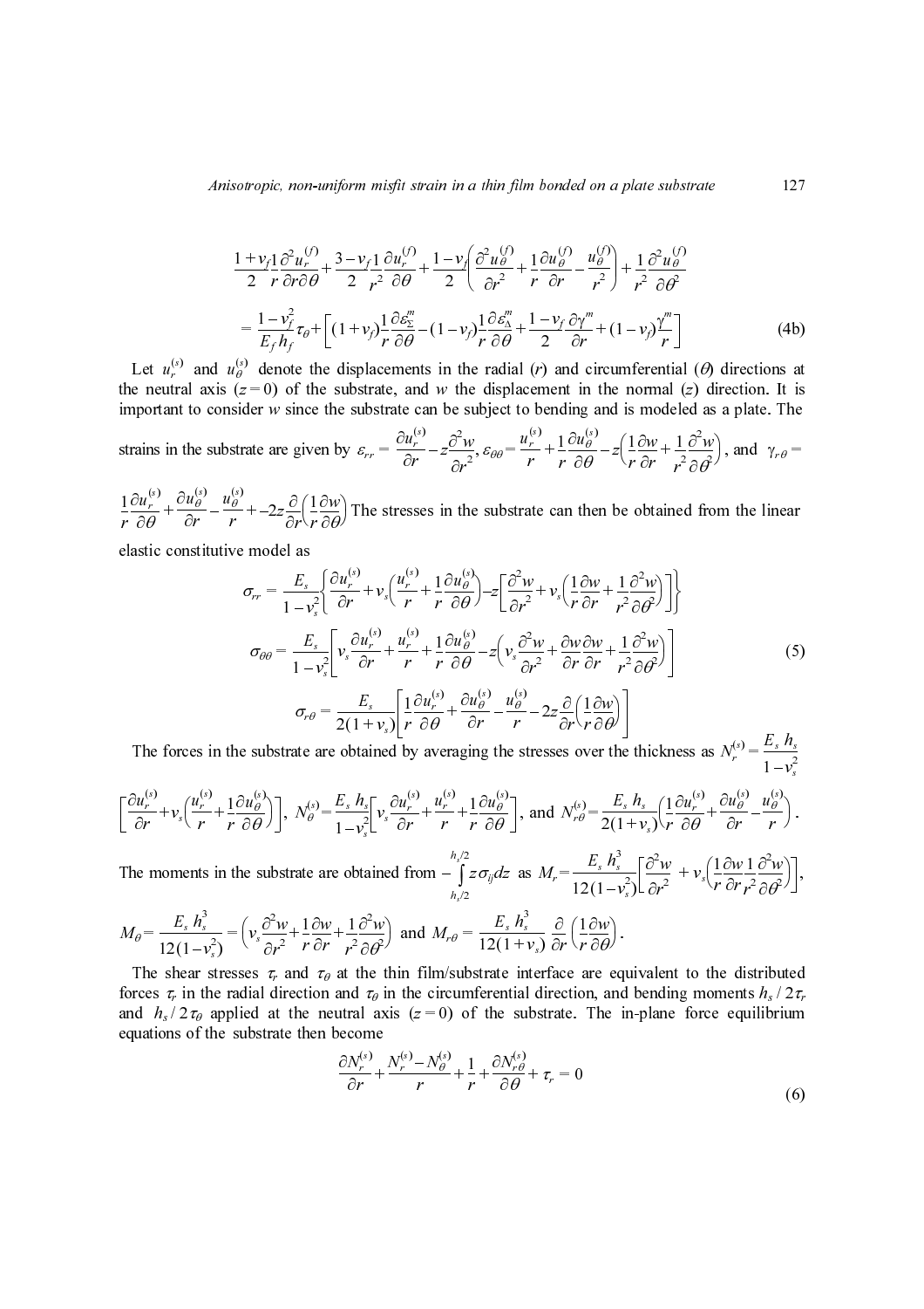$$\frac{1+\nu_f}{2}\frac{1}{r}\frac{\partial^2 u_r^{(f)}}{\partial r\partial\theta}+\frac{3-\nu_f}{2}\frac{1}{r^2}\frac{\partial u_r^{(f)}}{\partial\theta}+\frac{1-\nu_f}{2}\left(\frac{\partial^2 u_\theta^{(f)}}{\partial r^2}+\frac{1}{r}\frac{\partial u_\theta^{(f)}}{\partial r}-\frac{u_\theta^{(f)}}{r^2}\right)+\frac{1}{r^2}\frac{\partial^2 u_\theta^{(f)}}{\partial\theta^2}$$

$$=\frac{1-\nu_f^2}{E_f h_f}\tau_\theta+\left[(1+\nu_f)\frac{1}{r}\frac{\partial\varepsilon_\Sigma^m}{\partial\theta}-(1-\nu_f)\frac{1}{r}\frac{\partial\varepsilon_\Delta^m}{\partial\theta}+\frac{1-\nu_f}{2}\frac{\partial\gamma^m}{\partial r}+(1-\nu_f)\frac{\gamma^m}{r}\right] \tag{4b}$$

Let $u_r^{(s)}$ and $u_\theta^{(s)}$ denote the displacements in the radial ($r$) and circumferential ($\theta$) directions at the neutral axis ($z=0$) of the substrate, and $w$ the displacement in the normal ($z$) direction. It is important to consider $w$ since the substrate can be subject to bending and is modeled as a plate. The strains in the substrate are given by $\varepsilon_{rr}=\frac{\partial u_r^{(s)}}{\partial r}-z\frac{\partial^2 w}{\partial r^2}$, $\varepsilon_{\theta\theta}=\frac{u_r^{(s)}}{r}+\frac{1}{r}\frac{\partial u_\theta^{(s)}}{\partial\theta}-z\left(\frac{1}{r}\frac{\partial w}{\partial r}+\frac{1}{r^2}\frac{\partial^2 w}{\partial\theta^2}\right)$, and $\gamma_{r\theta}=\frac{1}{r}\frac{\partial u_r^{(s)}}{\partial\theta}+\frac{\partial u_\theta^{(s)}}{\partial r}-\frac{u_\theta^{(s)}}{r}+-2z\frac{\partial}{\partial r}\left(\frac{1}{r}\frac{\partial w}{\partial\theta}\right)$ The stresses in the substrate can then be obtained from the linear elastic constitutive model as

$$\sigma_{rr}=\frac{E_s}{1-\nu_s^2}\left\{\frac{\partial u_r^{(s)}}{\partial r}+\nu_s\left(\frac{u_r^{(s)}}{r}+\frac{1}{r}\frac{\partial u_\theta^{(s)}}{\partial\theta}\right)-z\left[\frac{\partial^2 w}{\partial r^2}+\nu_s\left(\frac{1}{r}\frac{\partial w}{\partial r}+\frac{1}{r^2}\frac{\partial^2 w}{\partial\theta^2}\right)\right]\right\}$$

$$\sigma_{\theta\theta}=\frac{E_s}{1-\nu_s^2}\left[\nu_s\frac{\partial u_r^{(s)}}{\partial r}+\frac{u_r^{(s)}}{r}+\frac{1}{r}\frac{\partial u_\theta^{(s)}}{\partial\theta}-z\left(\nu_s\frac{\partial^2 w}{\partial r^2}+\frac{\partial w}{\partial r}\frac{\partial w}{\partial r}+\frac{1}{r^2}\frac{\partial^2 w}{\partial\theta^2}\right)\right] \tag{5}$$

$$\sigma_{r\theta}=\frac{E_s}{2(1+\nu_s)}\left[\frac{1}{r}\frac{\partial u_r^{(s)}}{\partial\theta}+\frac{\partial u_\theta^{(s)}}{\partial r}-\frac{u_\theta^{(s)}}{r}-2z\frac{\partial}{\partial r}\left(\frac{1}{r}\frac{\partial w}{\partial\theta}\right)\right]$$

The forces in the substrate are obtained by averaging the stresses over the thickness as $N_r^{(s)}=\frac{E_s h_s}{1-\nu_s^2}\left[\frac{\partial u_r^{(s)}}{\partial r}+\nu_s\left(\frac{u_r^{(s)}}{r}+\frac{1}{r}\frac{\partial u_\theta^{(s)}}{\partial\theta}\right)\right]$, $N_\theta^{(s)}=\frac{E_s h_s}{1-\nu_s^2}\left[\nu_s\frac{\partial u_r^{(s)}}{\partial r}+\frac{u_r^{(s)}}{r}+\frac{1}{r}\frac{\partial u_\theta^{(s)}}{\partial\theta}\right]$, and $N_{r\theta}^{(s)}=\frac{E_s h_s}{2(1+\nu_s)}\left(\frac{1}{r}\frac{\partial u_r^{(s)}}{\partial\theta}+\frac{\partial u_\theta^{(s)}}{\partial r}-\frac{u_\theta^{(s)}}{r}\right)$.

The moments in the substrate are obtained from $-\int_{h_s/2}^{h_s/2} z\sigma_{ij}dz$ as $M_r=\frac{E_s h_s^3}{12(1-\nu_s^2)}\left[\frac{\partial^2 w}{\partial r^2}+\nu_s\left(\frac{1}{r}\frac{\partial w}{\partial r}\frac{1}{r^2}\frac{\partial^2 w}{\partial\theta^2}\right)\right]$, $M_\theta=\frac{E_s h_s^3}{12(1-\nu_s^2)}=\left(\nu_s\frac{\partial^2 w}{\partial r^2}+\frac{1}{r}\frac{\partial w}{\partial r}+\frac{1}{r^2}\frac{\partial^2 w}{\partial\theta^2}\right)$ and $M_{r\theta}=\frac{E_s h_s^3}{12(1+\nu_s)}\frac{\partial}{\partial r}\left(\frac{1}{r}\frac{\partial w}{\partial\theta}\right)$.

The shear stresses $\tau_r$ and $\tau_\theta$ at the thin film/substrate interface are equivalent to the distributed forces $\tau_r$ in the radial direction and $\tau_\theta$ in the circumferential direction, and bending moments $h_s/2\tau_r$ and $h_s/2\tau_\theta$ applied at the neutral axis ($z=0$) of the substrate. The in-plane force equilibrium equations of the substrate then become

$$\frac{\partial N_r^{(s)}}{\partial r}+\frac{N_r^{(s)}-N_\theta^{(s)}}{r}+\frac{1}{r}+\frac{\partial N_{r\theta}^{(s)}}{\partial\theta}+\tau_r=0 \tag{6}$$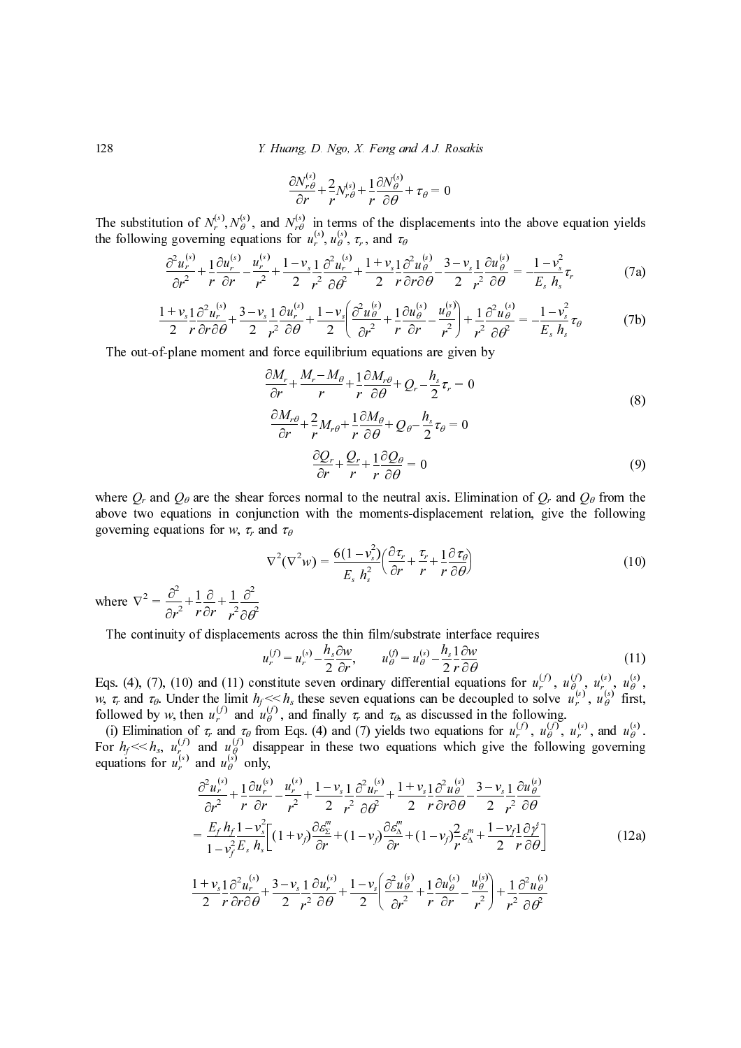$$\frac{\partial N_{r\theta}^{(s)}}{\partial r}+\frac{2}{r}N_{r\theta}^{(s)}+\frac{1}{r}\frac{\partial N_{\theta}^{(s)}}{\partial \theta}+\tau_\theta=0$$

The substitution of $N_r^{(s)}, N_\theta^{(s)}$, and $N_{r\theta}^{(s)}$ in terms of the displacements into the above equation yields the following governing equations for $u_r^{(s)}, u_\theta^{(s)}, \tau_r$, and $\tau_\theta$

$$\frac{\partial^2 u_r^{(s)}}{\partial r^2}+\frac{1}{r}\frac{\partial u_r^{(s)}}{\partial r}-\frac{u_r^{(s)}}{r^2}+\frac{1-\nu_s}{2}\frac{1}{r^2}\frac{\partial^2 u_r^{(s)}}{\partial \theta^2}+\frac{1+\nu_s}{2}\frac{1}{r}\frac{\partial^2 u_\theta^{(s)}}{\partial r \partial \theta}-\frac{3-\nu_s}{2}\frac{1}{r^2}\frac{\partial u_\theta^{(s)}}{\partial \theta}=-\frac{1-\nu_s^2}{E_s h_s}\tau_r \tag{7a}$$

$$\frac{1+\nu_s}{2}\frac{1}{r}\frac{\partial^2 u_r^{(s)}}{\partial r \partial \theta}+\frac{3-\nu_s}{2}\frac{1}{r^2}\frac{\partial u_r^{(s)}}{\partial \theta}+\frac{1-\nu_s}{2}\left(\frac{\partial^2 u_\theta^{(s)}}{\partial r^2}+\frac{1}{r}\frac{\partial u_\theta^{(s)}}{\partial r}-\frac{u_\theta^{(s)}}{r^2}\right)+\frac{1}{r^2}\frac{\partial^2 u_\theta^{(s)}}{\partial \theta^2}=-\frac{1-\nu_s^2}{E_s h_s}\tau_\theta \tag{7b}$$

The out-of-plane moment and force equilibrium equations are given by

$$\begin{aligned}
&\frac{\partial M_r}{\partial r}+\frac{M_r-M_\theta}{r}+\frac{1}{r}\frac{\partial M_{r\theta}}{\partial \theta}+Q_r-\frac{h_s}{2}\tau_r=0\\
&\frac{\partial M_{r\theta}}{\partial r}+\frac{2}{r}M_{r\theta}+\frac{1}{r}\frac{\partial M_\theta}{\partial \theta}+Q_\theta-\frac{h_s}{2}\tau_\theta=0
\end{aligned} \tag{8}$$

$$\frac{\partial Q_r}{\partial r}+\frac{Q_r}{r}+\frac{1}{r}\frac{\partial Q_\theta}{\partial \theta}=0 \tag{9}$$

where $Q_r$ and $Q_\theta$ are the shear forces normal to the neutral axis. Elimination of $Q_r$ and $Q_\theta$ from the above two equations in conjunction with the moments-displacement relation, give the following governing equations for $w$, $\tau_r$ and $\tau_\theta$

$$\nabla^2(\nabla^2 w)=\frac{6(1-\nu_s^2)}{E_s h_s^2}\left(\frac{\partial \tau_r}{\partial r}+\frac{\tau_r}{r}+\frac{1}{r}\frac{\partial \tau_\theta}{\partial \theta}\right) \tag{10}$$

where $\nabla^2=\dfrac{\partial^2}{\partial r^2}+\dfrac{1}{r}\dfrac{\partial}{\partial r}+\dfrac{1}{r^2}\dfrac{\partial^2}{\partial \theta^2}$

The continuity of displacements across the thin film/substrate interface requires

$$u_r^{(f)}=u_r^{(s)}-\frac{h_s}{2}\frac{\partial w}{\partial r}, \qquad u_\theta^{(f)}=u_\theta^{(s)}-\frac{h_s}{2}\frac{1}{r}\frac{\partial w}{\partial \theta} \tag{11}$$

Eqs. (4), (7), (10) and (11) constitute seven ordinary differential equations for $u_r^{(f)}$, $u_\theta^{(f)}$, $u_r^{(s)}$, $u_\theta^{(s)}$, $w$, $\tau_r$ and $\tau_\theta$. Under the limit $h_f \ll h_s$ these seven equations can be decoupled to solve $u_r^{(s)}$, $u_\theta^{(s)}$ first, followed by $w$, then $u_r^{(f)}$ and $u_\theta^{(f)}$, and finally $\tau_r$ and $\tau_\theta$, as discussed in the following.

(i) Elimination of $\tau_r$ and $\tau_\theta$ from Eqs. (4) and (7) yields two equations for $u_r^{(f)}$, $u_\theta^{(f)}$, $u_r^{(s)}$, and $u_\theta^{(s)}$. For $h_f \ll h_s$, $u_r^{(f)}$ and $u_\theta^{(f)}$ disappear in these two equations which give the following governing equations for $u_r^{(s)}$ and $u_\theta^{(s)}$ only,

$$\begin{aligned}
&\frac{\partial^2 u_r^{(s)}}{\partial r^2}+\frac{1}{r}\frac{\partial u_r^{(s)}}{\partial r}-\frac{u_r^{(s)}}{r^2}+\frac{1-\nu_s}{2}\frac{1}{r^2}\frac{\partial^2 u_r^{(s)}}{\partial \theta^2}+\frac{1+\nu_s}{2}\frac{1}{r}\frac{\partial^2 u_\theta^{(s)}}{\partial r \partial \theta}-\frac{3-\nu_s}{2}\frac{1}{r^2}\frac{\partial u_\theta^{(s)}}{\partial \theta}\\
&=\frac{E_f h_f}{1-\nu_f^2}\frac{1-\nu_s^2}{E_s h_s}\left[(1+\nu_f)\frac{\partial \varepsilon_\Sigma^m}{\partial r}+(1-\nu_f)\frac{\partial \varepsilon_\Delta^m}{\partial r}+(1-\nu_f)\frac{2}{r}\varepsilon_\Delta^m+\frac{1-\nu_f}{2}\frac{1}{r}\frac{\partial \gamma^s}{\partial \theta}\right]
\end{aligned} \tag{12a}$$

$$\frac{1+\nu_s}{2}\frac{1}{r}\frac{\partial^2 u_r^{(s)}}{\partial r \partial \theta}+\frac{3-\nu_s}{2}\frac{1}{r^2}\frac{\partial u_r^{(s)}}{\partial \theta}+\frac{1-\nu_s}{2}\left(\frac{\partial^2 u_\theta^{(s)}}{\partial r^2}+\frac{1}{r}\frac{\partial u_\theta^{(s)}}{\partial r}-\frac{u_\theta^{(s)}}{r^2}\right)+\frac{1}{r^2}\frac{\partial^2 u_\theta^{(s)}}{\partial \theta^2}$$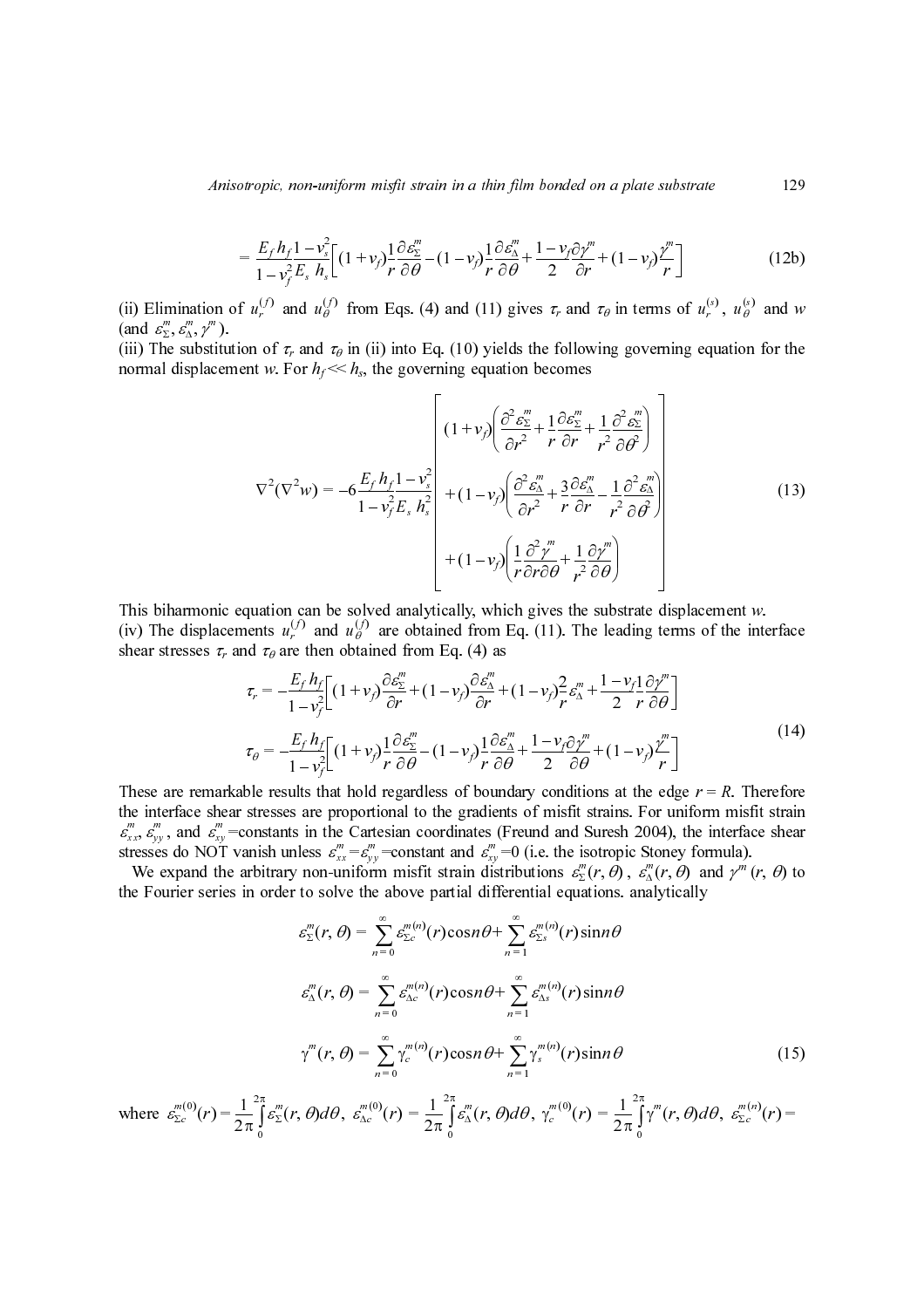$$= \frac{E_f h_f}{1-\nu_f^2} \frac{1-\nu_s^2}{E_s} \frac{}{h_s} \left[ (1+\nu_f) \frac{1}{r} \frac{\partial \varepsilon_\Sigma^m}{\partial \theta} - (1-\nu_f) \frac{1}{r} \frac{\partial \varepsilon_\Delta^m}{\partial \theta} + \frac{1-\nu_f}{2} \frac{\partial \gamma^m}{\partial r} + (1-\nu_f) \frac{\gamma^m}{r} \right] \tag{12b}$$

(ii) Elimination of $u_r^{(f)}$ and $u_\theta^{(f)}$ from Eqs. (4) and (11) gives $\tau_r$ and $\tau_\theta$ in terms of $u_r^{(s)}$, $u_\theta^{(s)}$ and $w$ (and $\varepsilon_\Sigma^m, \varepsilon_\Delta^m, \gamma^m$).

(iii) The substitution of $\tau_r$ and $\tau_\theta$ in (ii) into Eq. (10) yields the following governing equation for the normal displacement $w$. For $h_f \ll h_s$, the governing equation becomes

$$\nabla^2(\nabla^2 w) = -6 \frac{E_f h_f}{1-\nu_f^2} \frac{1-\nu_s^2}{E_s h_s^2} \left[ \begin{array}{l} (1+\nu_f)\left( \dfrac{\partial^2 \varepsilon_\Sigma^m}{\partial r^2} + \dfrac{1}{r}\dfrac{\partial \varepsilon_\Sigma^m}{\partial r} + \dfrac{1}{r^2}\dfrac{\partial^2 \varepsilon_\Sigma^m}{\partial \theta^2} \right) \\ + (1-\nu_f)\left( \dfrac{\partial^2 \varepsilon_\Delta^m}{\partial r^2} + \dfrac{3}{r}\dfrac{\partial \varepsilon_\Delta^m}{\partial r} - \dfrac{1}{r^2}\dfrac{\partial^2 \varepsilon_\Delta^m}{\partial \theta^2} \right) \\ + (1-\nu_f)\left( \dfrac{1}{r}\dfrac{\partial^2 \gamma^m}{\partial r \partial \theta} + \dfrac{1}{r^2}\dfrac{\partial \gamma^m}{\partial \theta} \right) \end{array} \right] \tag{13}$$

This biharmonic equation can be solved analytically, which gives the substrate displacement $w$.

(iv) The displacements $u_r^{(f)}$ and $u_\theta^{(f)}$ are obtained from Eq. (11). The leading terms of the interface shear stresses $\tau_r$ and $\tau_\theta$ are then obtained from Eq. (4) as

$$\begin{aligned} \tau_r &= -\frac{E_f h_f}{1-\nu_f^2} \left[ (1+\nu_f) \frac{\partial \varepsilon_\Sigma^m}{\partial r} + (1-\nu_f) \frac{\partial \varepsilon_\Delta^m}{\partial r} + (1-\nu_f) \frac{2}{r} \varepsilon_\Delta^m + \frac{1-\nu_f}{2} \frac{1}{r} \frac{\partial \gamma^m}{\partial \theta} \right] \\ \tau_\theta &= -\frac{E_f h_f}{1-\nu_f^2} \left[ (1+\nu_f) \frac{1}{r} \frac{\partial \varepsilon_\Sigma^m}{\partial \theta} - (1-\nu_f) \frac{1}{r} \frac{\partial \varepsilon_\Delta^m}{\partial \theta} + \frac{1-\nu_f}{2} \frac{\partial \gamma^m}{\partial \theta} + (1-\nu_f) \frac{\gamma^m}{r} \right] \end{aligned} \tag{14}$$

These are remarkable results that hold regardless of boundary conditions at the edge $r = R$. Therefore the interface shear stresses are proportional to the gradients of misfit strains. For uniform misfit strain $\varepsilon_{xx}^m$, $\varepsilon_{yy}^m$, and $\varepsilon_{xy}^m$=constants in the Cartesian coordinates (Freund and Suresh 2004), the interface shear stresses do NOT vanish unless $\varepsilon_{xx}^m = \varepsilon_{yy}^m$=constant and $\varepsilon_{xy}^m$=0 (i.e. the isotropic Stoney formula).

We expand the arbitrary non-uniform misfit strain distributions $\varepsilon_\Sigma^m(r, \theta)$, $\varepsilon_\Delta^m(r, \theta)$ and $\gamma^m(r, \theta)$ to the Fourier series in order to solve the above partial differential equations. analytically

$$\begin{aligned} \varepsilon_\Sigma^m(r, \theta) &= \sum_{n=0}^{\infty} \varepsilon_{\Sigma c}^{m(n)}(r) \cos n\theta + \sum_{n=1}^{\infty} \varepsilon_{\Sigma s}^{m(n)}(r) \sin n\theta \\ \varepsilon_\Delta^m(r, \theta) &= \sum_{n=0}^{\infty} \varepsilon_{\Delta c}^{m(n)}(r) \cos n\theta + \sum_{n=1}^{\infty} \varepsilon_{\Delta s}^{m(n)}(r) \sin n\theta \\ \gamma^m(r, \theta) &= \sum_{n=0}^{\infty} \gamma_c^{m(n)}(r) \cos n\theta + \sum_{n=1}^{\infty} \gamma_s^{m(n)}(r) \sin n\theta \end{aligned} \tag{15}$$

where $\varepsilon_{\Sigma c}^{m(0)}(r) = \dfrac{1}{2\pi}\displaystyle\int_0^{2\pi} \varepsilon_\Sigma^m(r, \theta) d\theta$, $\varepsilon_{\Delta c}^{m(0)}(r) = \dfrac{1}{2\pi}\displaystyle\int_0^{2\pi} \varepsilon_\Delta^m(r, \theta) d\theta$, $\gamma_c^{m(0)}(r) = \dfrac{1}{2\pi}\displaystyle\int_0^{2\pi} \gamma^m(r, \theta) d\theta$, $\varepsilon_{\Sigma c}^{m(n)}(r) =$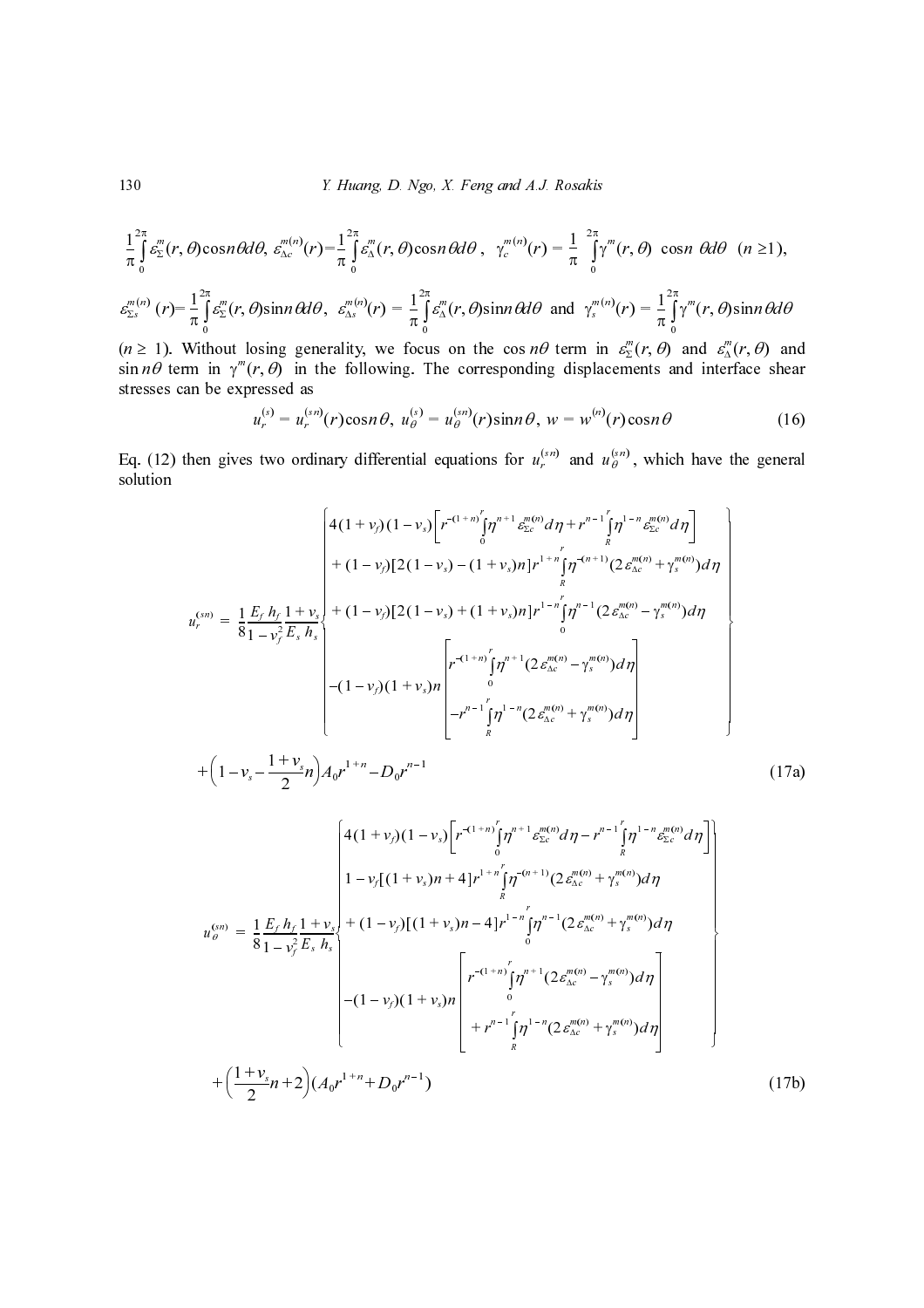$\frac{1}{\pi}\int_0^{2\pi}\varepsilon_\Sigma^m(r,\theta)\cos n\theta d\theta$, $\varepsilon_{\Delta c}^{m(n)}(r)=\frac{1}{\pi}\int_0^{2\pi}\varepsilon_\Delta^m(r,\theta)\cos n\theta d\theta$, $\gamma_c^{m(n)}(r)=\frac{1}{\pi}\int_0^{2\pi}\gamma^m(r,\theta)\cos n\theta d\theta$ $(n\geq 1)$,

$\varepsilon_{\Sigma s}^{m(n)}(r)=\frac{1}{\pi}\int_0^{2\pi}\varepsilon_\Sigma^m(r,\theta)\sin n\theta d\theta$, $\varepsilon_{\Delta s}^{m(n)}(r)=\frac{1}{\pi}\int_0^{2\pi}\varepsilon_\Delta^m(r,\theta)\sin n\theta d\theta$ and $\gamma_s^{m(n)}(r)=\frac{1}{\pi}\int_0^{2\pi}\gamma^m(r,\theta)\sin n\theta d\theta$

$(n \geq 1)$. Without losing generality, we focus on the $\cos n\theta$ term in $\varepsilon_\Sigma^m(r,\theta)$ and $\varepsilon_\Delta^m(r,\theta)$ and $\sin n\theta$ term in $\gamma^m(r,\theta)$ in the following. The corresponding displacements and interface shear stresses can be expressed as

$$u_r^{(s)}=u_r^{(sn)}(r)\cos n\theta,\ u_\theta^{(s)}=u_\theta^{(sn)}(r)\sin n\theta,\ w=w^{(n)}(r)\cos n\theta \tag{16}$$

Eq. (12) then gives two ordinary differential equations for $u_r^{(sn)}$ and $u_\theta^{(sn)}$, which have the general solution

$$u_r^{(sn)}=\frac{1}{8}\frac{E_f h_f}{1-\nu_f^2}\frac{1+\nu_s}{E_s h_s}\left\{\begin{array}{l}4(1+\nu_f)(1-\nu_s)\left[r^{-(1+n)}\int_0^r\eta^{n+1}\varepsilon_{\Sigma c}^{m(n)}d\eta+r^{n-1}\int_R^r\eta^{1-n}\varepsilon_{\Sigma c}^{m(n)}d\eta\right]\\ +(1-\nu_f)[2(1-\nu_s)-(1+\nu_s)n]r^{1+n}\int_R^r\eta^{-(n+1)}(2\varepsilon_{\Delta c}^{m(n)}+\gamma_s^{m(n)})d\eta\\ +(1-\nu_f)[2(1-\nu_s)+(1+\nu_s)n]r^{1-n}\int_0^r\eta^{n-1}(2\varepsilon_{\Delta c}^{m(n)}-\gamma_s^{m(n)})d\eta\\ -(1-\nu_f)(1+\nu_s)n\left[\begin{array}{l}r^{-(1+n)}\int_0^r\eta^{n+1}(2\varepsilon_{\Delta c}^{m(n)}-\gamma_s^{m(n)})d\eta\\ -r^{n-1}\int_R^r\eta^{1-n}(2\varepsilon_{\Delta c}^{m(n)}+\gamma_s^{m(n)})d\eta\end{array}\right]\end{array}\right\}$$

$$+\left(1-\nu_s-\frac{1+\nu_s}{2}n\right)A_0r^{1+n}-D_0r^{n-1} \tag{17a}$$

$$u_\theta^{(sn)}=\frac{1}{8}\frac{E_f h_f}{1-\nu_f^2}\frac{1+\nu_s}{E_s h_s}\left\{\begin{array}{l}4(1+\nu_f)(1-\nu_s)\left[r^{-(1+n)}\int_0^r\eta^{n+1}\varepsilon_{\Sigma c}^{m(n)}d\eta-r^{n-1}\int_R^r\eta^{1-n}\varepsilon_{\Sigma c}^{m(n)}d\eta\right]\\ 1-\nu_f[(1+\nu_s)n+4]r^{1+n}\int_R^r\eta^{-(n+1)}(2\varepsilon_{\Delta c}^{m(n)}+\gamma_s^{m(n)})d\eta\\ +(1-\nu_f)[(1+\nu_s)n-4]r^{1-n}\int_0^r\eta^{n-1}(2\varepsilon_{\Delta c}^{m(n)}+\gamma_s^{m(n)})d\eta\\ -(1-\nu_f)(1+\nu_s)n\left[\begin{array}{l}r^{-(1+n)}\int_0^r\eta^{n+1}(2\varepsilon_{\Delta c}^{m(n)}-\gamma_s^{m(n)})d\eta\\ +r^{n-1}\int_R^r\eta^{1-n}(2\varepsilon_{\Delta c}^{m(n)}+\gamma_s^{m(n)})d\eta\end{array}\right]\end{array}\right\}$$

$$+\left(\frac{1+\nu_s}{2}n+2\right)(A_0r^{1+n}+D_0r^{n-1}) \tag{17b}$$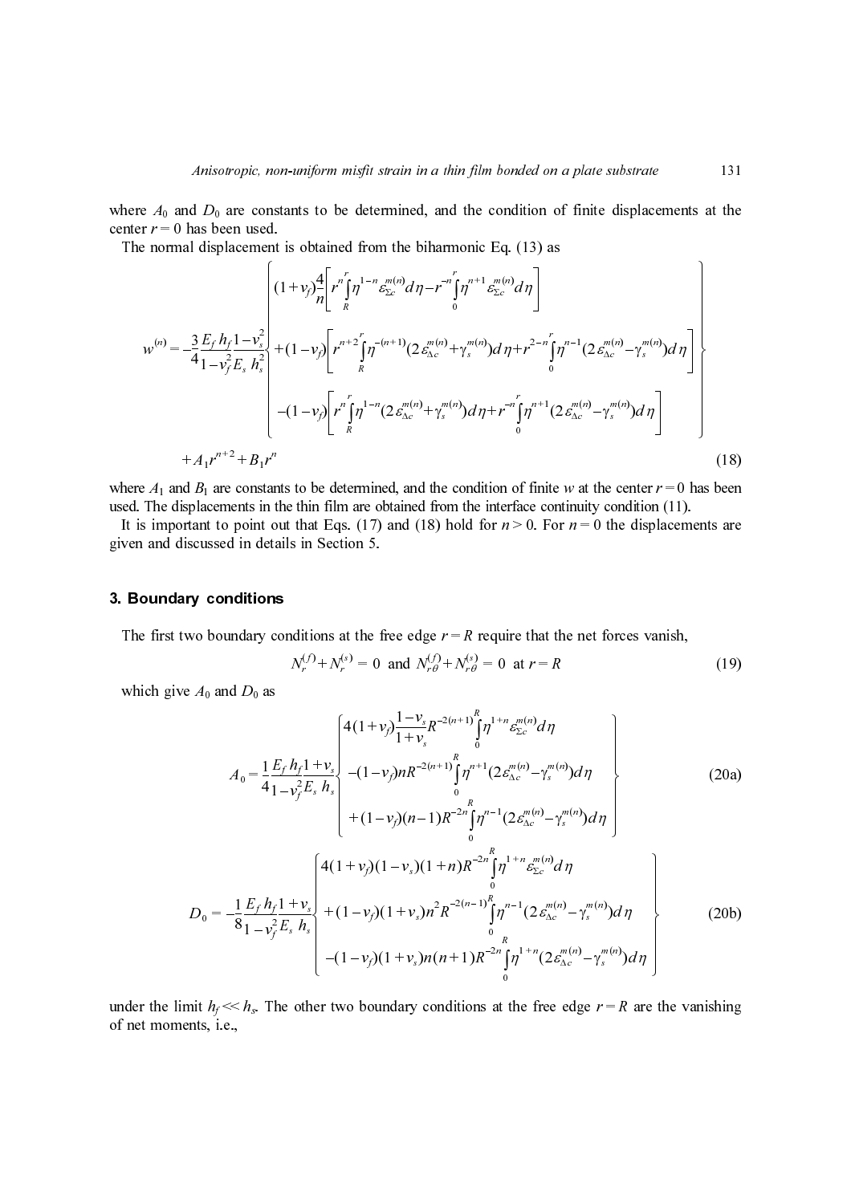where $A_0$ and $D_0$ are constants to be determined, and the condition of finite displacements at the center $r = 0$ has been used.

The normal displacement is obtained from the biharmonic Eq. (13) as

$$
w^{(n)} = -\frac{3}{4}\frac{E_f h_f}{1-\nu_f^2}\frac{1-\nu_s^2}{E_s h_s^2}\left\{
\begin{aligned}
&(1+\nu_f)\frac{4}{n}\left[r^n\int_R^r \eta^{1-n}\varepsilon_{\Sigma c}^{m(n)}d\eta - r^{-n}\int_0^r \eta^{n+1}\varepsilon_{\Sigma c}^{m(n)}d\eta\right]\\
&+(1-\nu_f)\left[r^{n+2}\int_R^r \eta^{-(n+1)}(2\varepsilon_{\Delta c}^{m(n)}+\gamma_s^{m(n)})d\eta + r^{2-n}\int_0^r \eta^{n-1}(2\varepsilon_{\Delta c}^{m(n)}-\gamma_s^{m(n)})d\eta\right]\\
&-(1-\nu_f)\left[r^n\int_R^r \eta^{1-n}(2\varepsilon_{\Delta c}^{m(n)}+\gamma_s^{m(n)})d\eta + r^{-n}\int_0^r \eta^{n+1}(2\varepsilon_{\Delta c}^{m(n)}-\gamma_s^{m(n)})d\eta\right]
\end{aligned}
\right\}
$$

$$
+A_1 r^{n+2} + B_1 r^n \tag{18}
$$

where $A_1$ and $B_1$ are constants to be determined, and the condition of finite $w$ at the center $r = 0$ has been used. The displacements in the thin film are obtained from the interface continuity condition (11).

It is important to point out that Eqs. (17) and (18) hold for $n > 0$. For $n = 0$ the displacements are given and discussed in details in Section 5.

## 3. Boundary conditions

The first two boundary conditions at the free edge $r = R$ require that the net forces vanish,

$$
N_r^{(f)} + N_r^{(s)} = 0 \text{ and } N_{r\theta}^{(f)} + N_{r\theta}^{(s)} = 0 \text{ at } r = R \tag{19}
$$

which give $A_0$ and $D_0$ as

$$
A_0 = \frac{1}{4}\frac{E_f h_f}{1-\nu_f^2}\frac{1+\nu_s}{E_s h_s}\left\{
\begin{aligned}
&4(1+\nu_f)\frac{1-\nu_s}{1+\nu_s}R^{-2(n+1)}\int_0^R \eta^{1+n}\varepsilon_{\Sigma c}^{m(n)}d\eta\\
&-(1-\nu_f)nR^{-2(n+1)}\int_0^R \eta^{n+1}(2\varepsilon_{\Delta c}^{m(n)}-\gamma_s^{m(n)})d\eta\\
&+(1-\nu_f)(n-1)R^{-2n}\int_0^R \eta^{n-1}(2\varepsilon_{\Delta c}^{m(n)}-\gamma_s^{m(n)})d\eta
\end{aligned}
\right\} \tag{20a}
$$

$$
D_0 = -\frac{1}{8}\frac{E_f h_f}{1-\nu_f^2}\frac{1+\nu_s}{E_s h_s}\left\{
\begin{aligned}
&4(1+\nu_f)(1-\nu_s)(1+n)R^{-2n}\int_0^R \eta^{1+n}\varepsilon_{\Sigma c}^{m(n)}d\eta\\
&+(1-\nu_f)(1+\nu_s)n^2R^{-2(n-1)}\int_0^R \eta^{n-1}(2\varepsilon_{\Delta c}^{m(n)}-\gamma_s^{m(n)})d\eta\\
&-(1-\nu_f)(1+\nu_s)n(n+1)R^{-2n}\int_0^R \eta^{1+n}(2\varepsilon_{\Delta c}^{m(n)}-\gamma_s^{m(n)})d\eta
\end{aligned}
\right\} \tag{20b}
$$

under the limit $h_f \ll h_s$. The other two boundary conditions at the free edge $r = R$ are the vanishing of net moments, i.e.,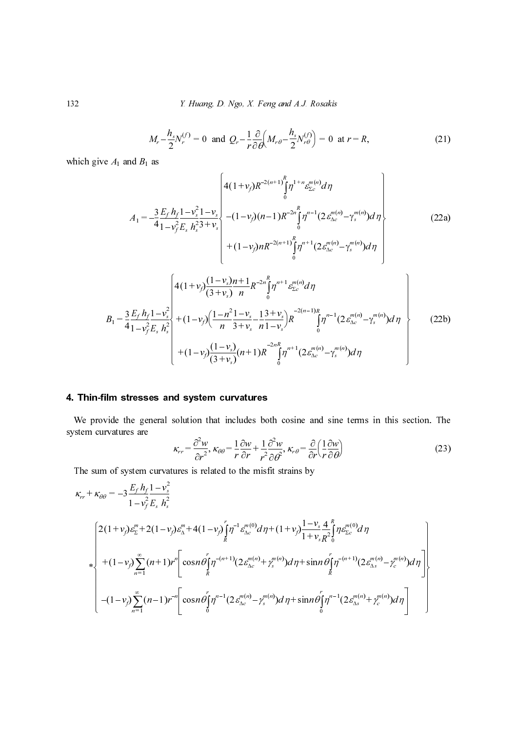$$M_r - \frac{h_s}{2} N_r^{(f)} = 0 \text{ and } Q_r - \frac{1}{r}\frac{\partial}{\partial \theta}\left(M_{r\theta} - \frac{h_s}{2} N_{r\theta}^{(f)}\right) = 0 \text{ at } r = R, \tag{21}$$

which give $A_1$ and $B_1$ as

$$A_1 = -\frac{3}{4}\frac{E_f h_f}{1-\nu_f^2}\frac{1-\nu_s^2}{E_s h_s^2}\frac{1-\nu_s}{3+\nu_s}\left\{\begin{array}{l} 4(1+\nu_f)R^{-2(n+1)}\int_0^R \eta^{1+n}\varepsilon_{\Sigma c}^{m(n)}d\eta \\ -(1-\nu_f)(n-1)R^{-2n}\int_0^R \eta^{n-1}(2\varepsilon_{\Delta c}^{m(n)} - \gamma_s^{m(n)})d\eta \\ +(1-\nu_f)nR^{-2(n+1)}\int_0^R \eta^{n+1}(2\varepsilon_{\Delta c}^{m(n)} - \gamma_s^{m(n)})d\eta \end{array}\right\} \tag{22a}$$

$$B_1 = \frac{3}{4}\frac{E_f h_f}{1-\nu_f^2}\frac{1-\nu_s^2}{E_s h_s^2}\left\{\begin{array}{l} 4(1+\nu_f)\frac{(1-\nu_s)}{(3+\nu_s)}\frac{n+1}{n}R^{-2n}\int_0^R \eta^{n+1}\varepsilon_{\Sigma c}^{m(n)}d\eta \\ +(1-\nu_f)\left(\frac{1-n^2}{n}\frac{1-\nu_s}{3+\nu_s} - \frac{1}{n}\frac{3+\nu_s}{1-\nu_s}\right)R^{-2(n-1)}\int_0^R \eta^{n-1}(2\varepsilon_{\Delta c}^{m(n)} - \gamma_s^{m(n)})d\eta \\ +(1-\nu_f)\frac{(1-\nu_s)}{(3+\nu_s)}(n+1)R^{-2n}\int_0^R \eta^{n+1}(2\varepsilon_{\Delta c}^{m(n)} - \gamma_s^{m(n)})d\eta \end{array}\right\} \tag{22b}$$

## 4. Thin-film stresses and system curvatures

We provide the general solution that includes both cosine and sine terms in this section. The system curvatures are

$$\kappa_{rr} = \frac{\partial^2 w}{\partial r^2},\ \kappa_{\theta\theta} = \frac{1}{r}\frac{\partial w}{\partial r} + \frac{1}{r^2}\frac{\partial^2 w}{\partial \theta^2},\ \kappa_{r\theta} = \frac{\partial}{\partial r}\left(\frac{1}{r}\frac{\partial w}{\partial \theta}\right) \tag{23}$$

The sum of system curvatures is related to the misfit strains by

$$\kappa_{rr} + \kappa_{\theta\theta} = -3\frac{E_f h_f}{1-\nu_f^2}\frac{1-\nu_s^2}{E_s h_s^2}$$

$$*\left\{\begin{array}{l} 2(1+\nu_f)\varepsilon_\Sigma^m + 2(1-\nu_f)\varepsilon_\Delta^m + 4(1-\nu_f)\int_R^r \eta^{-1}\varepsilon_{\Delta c}^{m(0)}d\eta + (1+\nu_f)\frac{1-\nu_s}{1+\nu_s}\frac{4}{R^2}\int_0^R \eta\varepsilon_{\Sigma c}^{m(0)}d\eta \\ +(1-\nu_f)\sum_{n=1}^{\infty}(n+1)r^n\left[\cos n\theta\int_R^r \eta^{-(n+1)}(2\varepsilon_{\Delta c}^{m(n)} + \gamma_s^{m(n)})d\eta + \sin n\theta\int_R^r \eta^{-(n+1)}(2\varepsilon_{\Delta s}^{m(n)} - \gamma_c^{m(n)})d\eta\right] \\ -(1-\nu_f)\sum_{n=1}^{\infty}(n-1)r^{-n}\left[\cos n\theta\int_0^r \eta^{n-1}(2\varepsilon_{\Delta c}^{m(n)} - \gamma_s^{m(n)})d\eta + \sin n\theta\int_0^r \eta^{n-1}(2\varepsilon_{\Delta s}^{m(n)} + \gamma_c^{m(n)})d\eta\right] \end{array}\right\}$$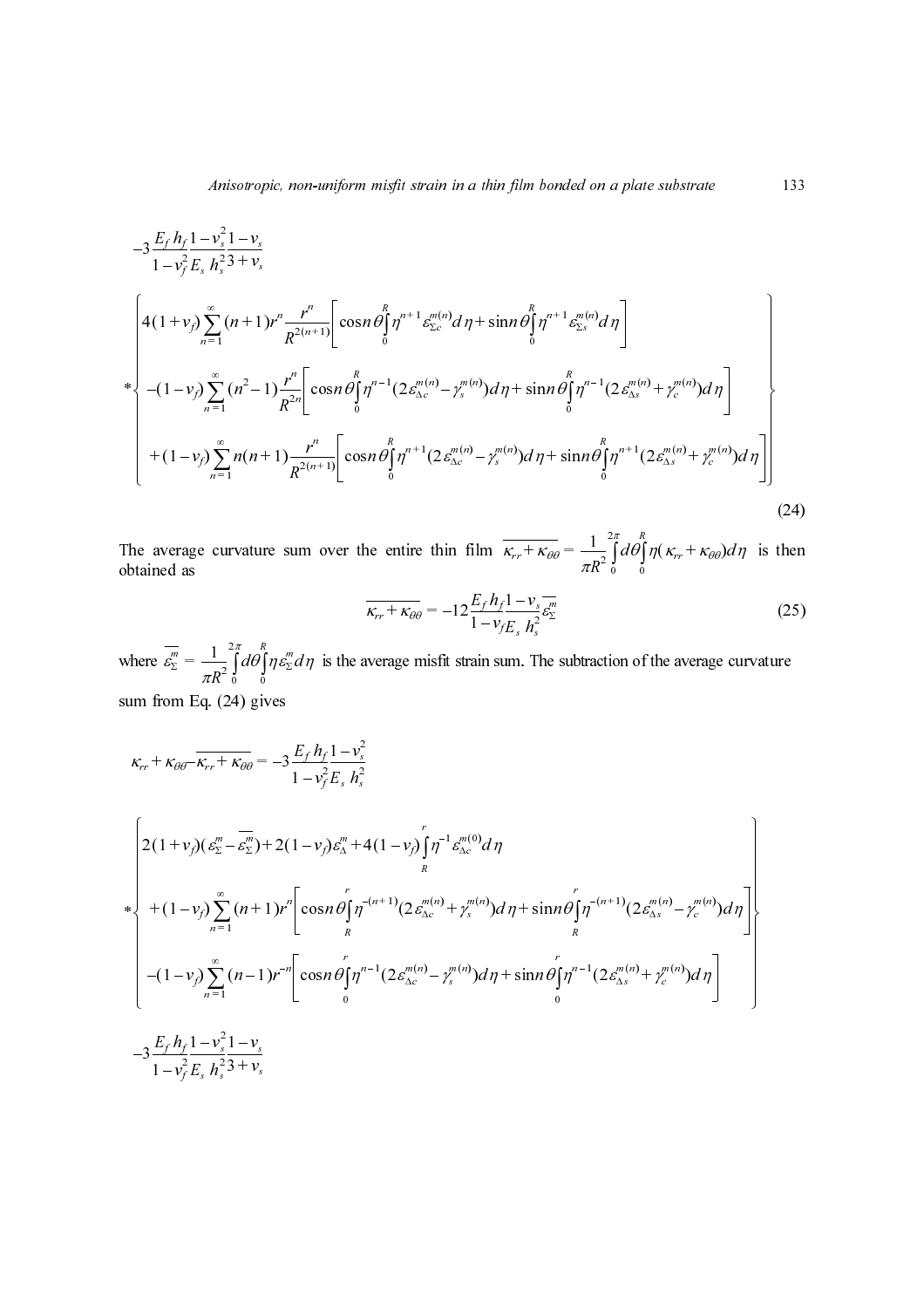$$
-3\frac{E_f h_f}{1-\nu_f^2}\frac{1-\nu_s^2}{E_s h_s^2}\frac{1-\nu_s}{3+\nu_s}
$$

$$
*\left\{
\begin{array}{l}
4(1+\nu_f)\sum_{n=1}^{\infty}(n+1)r^n\frac{r^n}{R^{2(n+1)}}\left[\cos n\theta\int_0^R \eta^{n+1}\varepsilon_{\Sigma c}^{m(n)}d\eta+\sin n\theta\int_0^R \eta^{n+1}\varepsilon_{\Sigma s}^{m(n)}d\eta\right] \\
-(1-\nu_f)\sum_{n=1}^{\infty}(n^2-1)\frac{r^n}{R^{2n}}\left[\cos n\theta\int_0^R \eta^{n-1}(2\varepsilon_{\Delta c}^{m(n)}-\gamma_s^{m(n)})d\eta+\sin n\theta\int_0^R \eta^{n-1}(2\varepsilon_{\Delta s}^{m(n)}+\gamma_c^{m(n)})d\eta\right] \\
+(1-\nu_f)\sum_{n=1}^{\infty}n(n+1)\frac{r^n}{R^{2(n+1)}}\left[\cos n\theta\int_0^R \eta^{n+1}(2\varepsilon_{\Delta c}^{m(n)}-\gamma_s^{m(n)})d\eta+\sin n\theta\int_0^R \eta^{n+1}(2\varepsilon_{\Delta s}^{m(n)}+\gamma_c^{m(n)})d\eta\right]
\end{array}
\right\}
\tag{24}
$$

The average curvature sum over the entire thin film $\overline{\kappa_{rr}+\kappa_{\theta\theta}}=\frac{1}{\pi R^2}\int_0^{2\pi}d\theta\int_0^R \eta(\kappa_{rr}+\kappa_{\theta\theta})d\eta$ is then obtained as

$$
\overline{\kappa_{rr}+\kappa_{\theta\theta}}=-12\frac{E_f h_f}{1-\nu_f}\frac{1-\nu_s}{E_s h_s^2}\overline{\varepsilon_{\Sigma}^{m}}
\tag{25}
$$

where $\overline{\varepsilon_{\Sigma}^{m}}=\frac{1}{\pi R^2}\int_0^{2\pi}d\theta\int_0^R \eta\varepsilon_{\Sigma}^{m}d\eta$ is the average misfit strain sum. The subtraction of the average curvature sum from Eq. (24) gives

$$
\kappa_{rr}+\kappa_{\theta\theta}-\overline{\kappa_{rr}+\kappa_{\theta\theta}}=-3\frac{E_f h_f}{1-\nu_f^2}\frac{1-\nu_s^2}{E_s h_s^2}
$$

$$
*\left\{
\begin{array}{l}
2(1+\nu_f)(\varepsilon_{\Sigma}^{m}-\overline{\varepsilon_{\Sigma}^{m}})+2(1-\nu_f)\varepsilon_{\Delta}^{m}+4(1-\nu_f)\int_R^r \eta^{-1}\varepsilon_{\Delta c}^{m(0)}d\eta \\
+(1-\nu_f)\sum_{n=1}^{\infty}(n+1)r^n\left[\cos n\theta\int_R^r \eta^{-(n+1)}(2\varepsilon_{\Delta c}^{m(n)}+\gamma_s^{m(n)})d\eta+\sin n\theta\int_R^r \eta^{-(n+1)}(2\varepsilon_{\Delta s}^{m(n)}-\gamma_c^{m(n)})d\eta\right] \\
-(1-\nu_f)\sum_{n=1}^{\infty}(n-1)r^{-n}\left[\cos n\theta\int_0^r \eta^{n-1}(2\varepsilon_{\Delta c}^{m(n)}-\gamma_s^{m(n)})d\eta+\sin n\theta\int_0^r \eta^{n-1}(2\varepsilon_{\Delta s}^{m(n)}+\gamma_c^{m(n)})d\eta\right]
\end{array}
\right\}
$$

$$
-3\frac{E_f h_f}{1-\nu_f^2}\frac{1-\nu_s^2}{E_s h_s^2}\frac{1-\nu_s}{3+\nu_s}
$$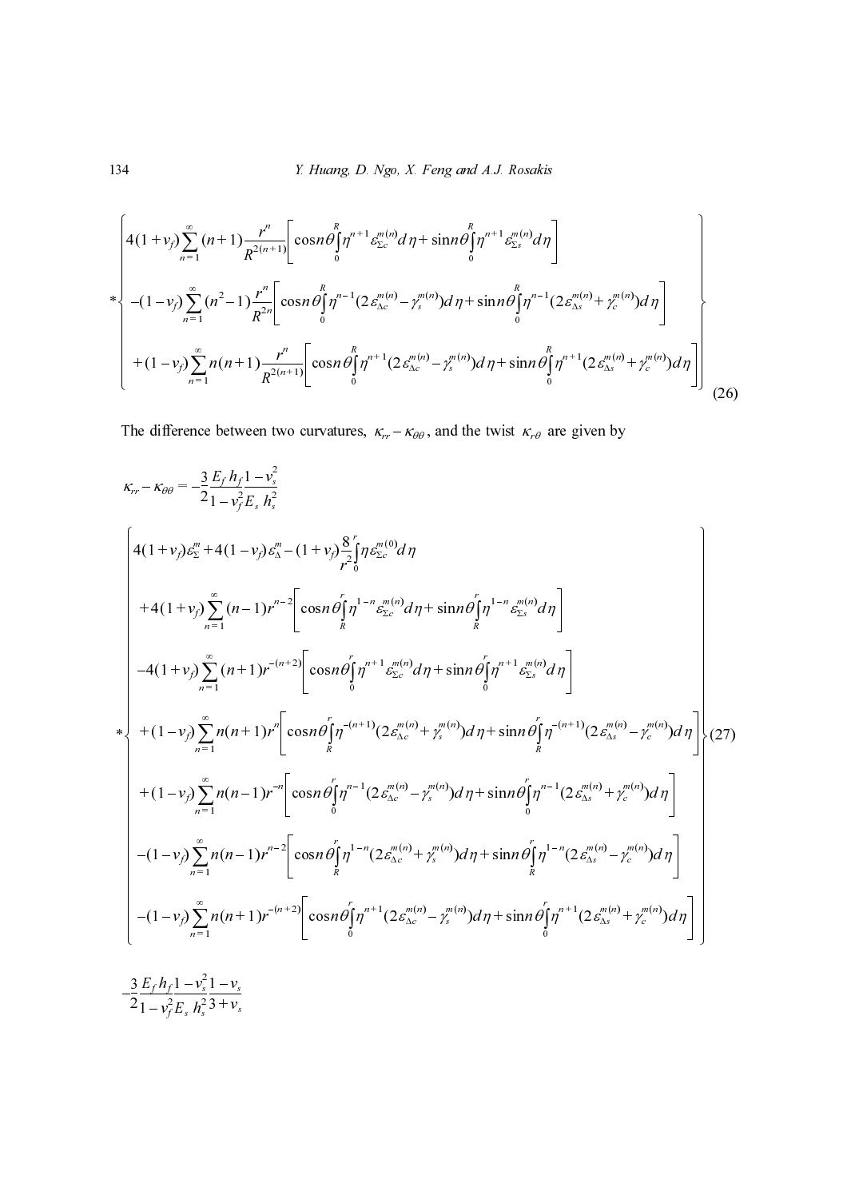$$
*\left\{\begin{array}{l}
4(1+\nu_f)\sum_{n=1}^{\infty}(n+1)\frac{r^n}{R^{2(n+1)}}\left[\cos n\theta\int_0^R \eta^{n+1}\varepsilon_{\Sigma c}^{m(n)}d\eta+\sin n\theta\int_0^R \eta^{n+1}\varepsilon_{\Sigma s}^{m(n)}d\eta\right] \\
-(1-\nu_f)\sum_{n=1}^{\infty}(n^2-1)\frac{r^n}{R^{2n}}\left[\cos n\theta\int_0^R \eta^{n-1}(2\varepsilon_{\Delta c}^{m(n)}-\gamma_s^{m(n)})d\eta+\sin n\theta\int_0^R \eta^{n-1}(2\varepsilon_{\Delta s}^{m(n)}+\gamma_c^{m(n)})d\eta\right] \\
+(1-\nu_f)\sum_{n=1}^{\infty}n(n+1)\frac{r^n}{R^{2(n+1)}}\left[\cos n\theta\int_0^R \eta^{n+1}(2\varepsilon_{\Delta c}^{m(n)}-\gamma_s^{m(n)})d\eta+\sin n\theta\int_0^R \eta^{n+1}(2\varepsilon_{\Delta s}^{m(n)}+\gamma_c^{m(n)})d\eta\right]
\end{array}\right\} \tag{26}
$$

The difference between two curvatures, $\kappa_{rr}-\kappa_{\theta\theta}$, and the twist $\kappa_{r\theta}$ are given by

$$
\kappa_{rr}-\kappa_{\theta\theta}=-\frac{3}{2}\frac{E_f h_f}{1-\nu_f^2}\frac{1-\nu_s^2}{E_s h_s^2}
$$

$$
*\left\{\begin{array}{l}
4(1+\nu_f)\varepsilon_{\Sigma}^{m}+4(1-\nu_f)\varepsilon_{\Delta}^{m}-(1+\nu_f)\frac{8}{r^2}\int_0^r \eta\varepsilon_{\Sigma c}^{m(0)}d\eta \\
+4(1+\nu_f)\sum_{n=1}^{\infty}(n-1)r^{n-2}\left[\cos n\theta\int_R^r \eta^{1-n}\varepsilon_{\Sigma c}^{m(n)}d\eta+\sin n\theta\int_R^r \eta^{1-n}\varepsilon_{\Sigma s}^{m(n)}d\eta\right] \\
-4(1+\nu_f)\sum_{n=1}^{\infty}(n+1)r^{-(n+2)}\left[\cos n\theta\int_0^r \eta^{n+1}\varepsilon_{\Sigma c}^{m(n)}d\eta+\sin n\theta\int_0^r \eta^{n+1}\varepsilon_{\Sigma s}^{m(n)}d\eta\right] \\
+(1-\nu_f)\sum_{n=1}^{\infty}n(n+1)r^{n}\left[\cos n\theta\int_R^r \eta^{-(n+1)}(2\varepsilon_{\Delta c}^{m(n)}+\gamma_s^{m(n)})d\eta+\sin n\theta\int_R^r \eta^{-(n+1)}(2\varepsilon_{\Delta s}^{m(n)}-\gamma_c^{m(n)})d\eta\right] \\
+(1-\nu_f)\sum_{n=1}^{\infty}n(n-1)r^{-n}\left[\cos n\theta\int_0^r \eta^{n-1}(2\varepsilon_{\Delta c}^{m(n)}-\gamma_s^{m(n)})d\eta+\sin n\theta\int_0^r \eta^{n-1}(2\varepsilon_{\Delta s}^{m(n)}+\gamma_c^{m(n)})d\eta\right] \\
-(1-\nu_f)\sum_{n=1}^{\infty}n(n-1)r^{n-2}\left[\cos n\theta\int_R^r \eta^{1-n}(2\varepsilon_{\Delta c}^{m(n)}+\gamma_s^{m(n)})d\eta+\sin n\theta\int_R^r \eta^{1-n}(2\varepsilon_{\Delta s}^{m(n)}-\gamma_c^{m(n)})d\eta\right] \\
-(1-\nu_f)\sum_{n=1}^{\infty}n(n+1)r^{-(n+2)}\left[\cos n\theta\int_0^r \eta^{n+1}(2\varepsilon_{\Delta c}^{m(n)}-\gamma_s^{m(n)})d\eta+\sin n\theta\int_0^r \eta^{n+1}(2\varepsilon_{\Delta s}^{m(n)}+\gamma_c^{m(n)})d\eta\right]
\end{array}\right\} \tag{27}
$$

$$
-\frac{3}{2}\frac{E_f h_f}{1-\nu_f^2}\frac{1-\nu_s^2}{E_s h_s^2}\frac{1-\nu_s}{3+\nu_s}
$$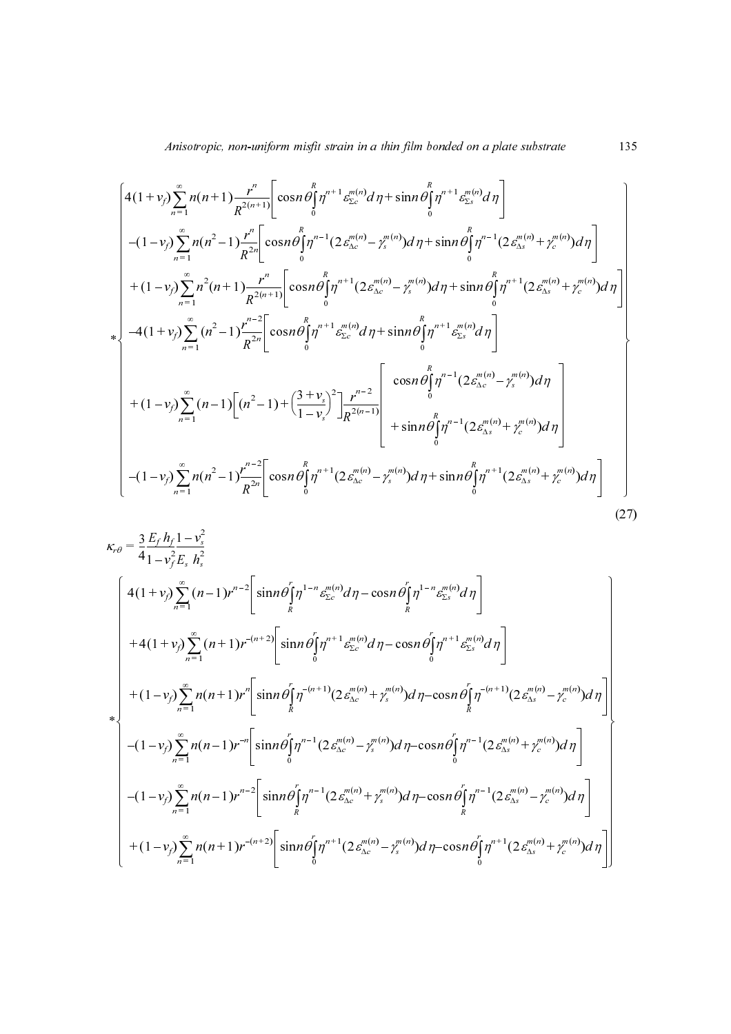$$
*\left\{
\begin{array}{l}
4(1+\nu_f)\sum_{n=1}^{\infty} n(n+1)\frac{r^n}{R^{2(n+1)}}\left[\cos n\theta\int_0^R \eta^{n+1}\varepsilon_{\Sigma c}^{m(n)}d\eta+\sin n\theta\int_0^R \eta^{n+1}\varepsilon_{\Sigma s}^{m(n)}d\eta\right] \\
-(1-\nu_f)\sum_{n=1}^{\infty} n(n^2-1)\frac{r^n}{R^{2n}}\left[\cos n\theta\int_0^R \eta^{n-1}(2\varepsilon_{\Delta c}^{m(n)}-\gamma_s^{m(n)})d\eta+\sin n\theta\int_0^R \eta^{n-1}(2\varepsilon_{\Delta s}^{m(n)}+\gamma_c^{m(n)})d\eta\right] \\
+(1-\nu_f)\sum_{n=1}^{\infty} n^2(n+1)\frac{r^n}{R^{2(n+1)}}\left[\cos n\theta\int_0^R \eta^{n+1}(2\varepsilon_{\Delta c}^{m(n)}-\gamma_s^{m(n)})d\eta+\sin n\theta\int_0^R \eta^{n+1}(2\varepsilon_{\Delta s}^{m(n)}+\gamma_c^{m(n)})d\eta\right] \\
-4(1+\nu_f)\sum_{n=1}^{\infty} (n^2-1)\frac{r^{n-2}}{R^{2n}}\left[\cos n\theta\int_0^R \eta^{n+1}\varepsilon_{\Sigma c}^{m(n)}d\eta+\sin n\theta\int_0^R \eta^{n+1}\varepsilon_{\Sigma s}^{m(n)}d\eta\right] \\
+(1-\nu_f)\sum_{n=1}^{\infty} (n-1)\left[(n^2-1)+\left(\frac{3+\nu_s}{1-\nu_s}\right)^2\right]\frac{r^{n-2}}{R^{2(n-1)}}\left[\begin{array}{l}\cos n\theta\int_0^R \eta^{n-1}(2\varepsilon_{\Delta c}^{m(n)}-\gamma_s^{m(n)})d\eta \\ +\sin n\theta\int_0^R \eta^{n-1}(2\varepsilon_{\Delta s}^{m(n)}+\gamma_c^{m(n)})d\eta\end{array}\right] \\
-(1-\nu_f)\sum_{n=1}^{\infty} n(n^2-1)\frac{r^{n-2}}{R^{2n}}\left[\cos n\theta\int_0^R \eta^{n+1}(2\varepsilon_{\Delta c}^{m(n)}-\gamma_s^{m(n)})d\eta+\sin n\theta\int_0^R \eta^{n+1}(2\varepsilon_{\Delta s}^{m(n)}+\gamma_c^{m(n)})d\eta\right]
\end{array}
\right\}
\tag{27}
$$

$$
\kappa_{r\theta}=\frac{3}{4}\frac{E_f h_f}{1-\nu_f^2}\frac{1-\nu_s^2}{E_s h_s^2}
$$

$$
*\left\{
\begin{array}{l}
4(1+\nu_f)\sum_{n=1}^{\infty}(n-1)r^{n-2}\left[\sin n\theta\int_R^r \eta^{1-n}\varepsilon_{\Sigma c}^{m(n)}d\eta-\cos n\theta\int_R^r \eta^{1-n}\varepsilon_{\Sigma s}^{m(n)}d\eta\right] \\
+4(1+\nu_f)\sum_{n=1}^{\infty}(n+1)r^{-(n+2)}\left[\sin n\theta\int_0^r \eta^{n+1}\varepsilon_{\Sigma c}^{m(n)}d\eta-\cos n\theta\int_0^r \eta^{n+1}\varepsilon_{\Sigma s}^{m(n)}d\eta\right] \\
+(1-\nu_f)\sum_{n=1}^{\infty}n(n+1)r^{n}\left[\sin n\theta\int_R^r \eta^{-(n+1)}(2\varepsilon_{\Delta c}^{m(n)}+\gamma_s^{m(n)})d\eta-\cos n\theta\int_R^r \eta^{-(n+1)}(2\varepsilon_{\Delta s}^{m(n)}-\gamma_c^{m(n)})d\eta\right] \\
-(1-\nu_f)\sum_{n=1}^{\infty}n(n-1)r^{-n}\left[\sin n\theta\int_0^r \eta^{n-1}(2\varepsilon_{\Delta c}^{m(n)}-\gamma_s^{m(n)})d\eta-\cos n\theta\int_0^r \eta^{n-1}(2\varepsilon_{\Delta s}^{m(n)}+\gamma_c^{m(n)})d\eta\right] \\
-(1-\nu_f)\sum_{n=1}^{\infty}n(n-1)r^{n-2}\left[\sin n\theta\int_R^r \eta^{n-1}(2\varepsilon_{\Delta c}^{m(n)}+\gamma_s^{m(n)})d\eta-\cos n\theta\int_R^r \eta^{n-1}(2\varepsilon_{\Delta s}^{m(n)}-\gamma_c^{m(n)})d\eta\right] \\
+(1-\nu_f)\sum_{n=1}^{\infty}n(n+1)r^{-(n+2)}\left[\sin n\theta\int_0^r \eta^{n+1}(2\varepsilon_{\Delta c}^{m(n)}-\gamma_s^{m(n)})d\eta-\cos n\theta\int_0^r \eta^{n+1}(2\varepsilon_{\Delta s}^{m(n)}+\gamma_c^{m(n)})d\eta\right]
\end{array}
\right\}
$$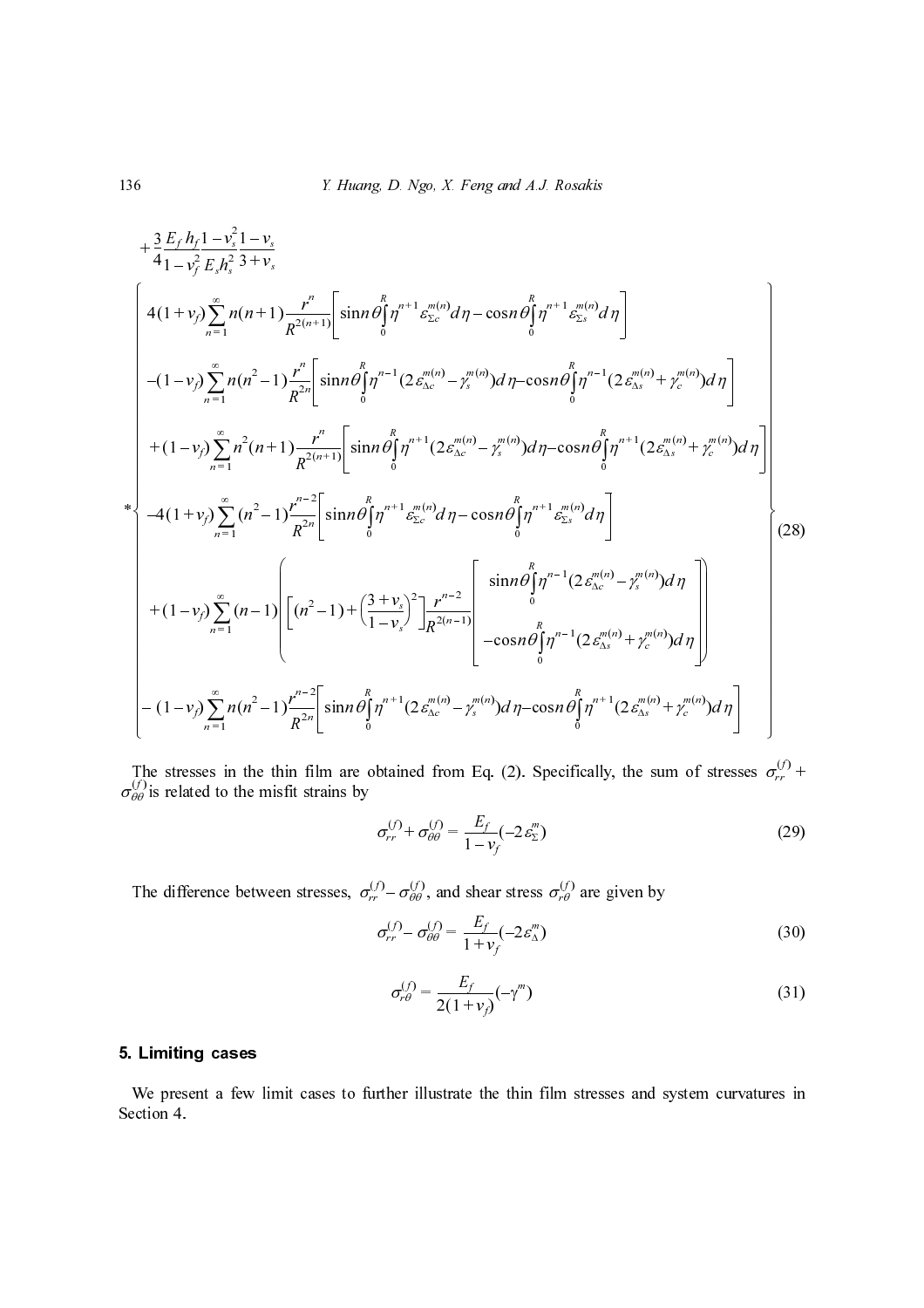$$
+\frac{3}{4}\frac{E_f h_f}{1-\nu_f^2}\frac{1-\nu_s^2}{E_s h_s^2}\frac{1-\nu_s}{3+\nu_s}
$$

$$
*\left\{
\begin{array}{l}
4(1+\nu_f)\sum_{n=1}^{\infty} n(n+1)\frac{r^n}{R^{2(n+1)}}\left[\sin n\theta\int_0^R \eta^{n+1}\varepsilon_{\Sigma c}^{m(n)}d\eta - \cos n\theta\int_0^R \eta^{n+1}\varepsilon_{\Sigma s}^{m(n)}d\eta\right] \\
-(1-\nu_f)\sum_{n=1}^{\infty} n(n^2-1)\frac{r^n}{R^{2n}}\left[\sin n\theta\int_0^R \eta^{n-1}(2\varepsilon_{\Delta c}^{m(n)}-\gamma_s^{m(n)})d\eta - \cos n\theta\int_0^R \eta^{n-1}(2\varepsilon_{\Delta s}^{m(n)}+\gamma_c^{m(n)})d\eta\right] \\
+(1-\nu_f)\sum_{n=1}^{\infty} n^2(n+1)\frac{r^n}{R^{2(n+1)}}\left[\sin n\theta\int_0^R \eta^{n+1}(2\varepsilon_{\Delta c}^{m(n)}-\gamma_s^{m(n)})d\eta - \cos n\theta\int_0^R \eta^{n+1}(2\varepsilon_{\Delta s}^{m(n)}+\gamma_c^{m(n)})d\eta\right] \\
-4(1+\nu_f)\sum_{n=1}^{\infty} (n^2-1)\frac{r^{n-2}}{R^{2n}}\left[\sin n\theta\int_0^R \eta^{n+1}\varepsilon_{\Sigma c}^{m(n)}d\eta - \cos n\theta\int_0^R \eta^{n+1}\varepsilon_{\Sigma s}^{m(n)}d\eta\right] \\
+(1-\nu_f)\sum_{n=1}^{\infty} (n-1)\left(\left[(n^2-1)+\left(\frac{3+\nu_s}{1-\nu_s}\right)^2\right]\frac{r^{n-2}}{R^{2(n-1)}}\left[\begin{array}{l}\sin n\theta\int_0^R \eta^{n-1}(2\varepsilon_{\Delta c}^{m(n)}-\gamma_s^{m(n)})d\eta \\ -\cos n\theta\int_0^R \eta^{n-1}(2\varepsilon_{\Delta s}^{m(n)}+\gamma_c^{m(n)})d\eta\end{array}\right]\right) \\
-(1-\nu_f)\sum_{n=1}^{\infty} n(n^2-1)\frac{r^{n-2}}{R^{2n}}\left[\sin n\theta\int_0^R \eta^{n+1}(2\varepsilon_{\Delta c}^{m(n)}-\gamma_s^{m(n)})d\eta - \cos n\theta\int_0^R \eta^{n+1}(2\varepsilon_{\Delta s}^{m(n)}+\gamma_c^{m(n)})d\eta\right]
\end{array}
\right\} \tag{28}
$$

The stresses in the thin film are obtained from Eq. (2). Specifically, the sum of stresses $\sigma_{rr}^{(f)} + \sigma_{\theta\theta}^{(f)}$ is related to the misfit strains by

$$
\sigma_{rr}^{(f)} + \sigma_{\theta\theta}^{(f)} = \frac{E_f}{1-\nu_f}(-2\varepsilon_{\Sigma}^{m}) \tag{29}
$$

The difference between stresses, $\sigma_{rr}^{(f)} - \sigma_{\theta\theta}^{(f)}$, and shear stress $\sigma_{r\theta}^{(f)}$ are given by

$$
\sigma_{rr}^{(f)} - \sigma_{\theta\theta}^{(f)} = \frac{E_f}{1+\nu_f}(-2\varepsilon_{\Delta}^{m}) \tag{30}
$$

$$
\sigma_{r\theta}^{(f)} = \frac{E_f}{2(1+\nu_f)}(-\gamma^{m}) \tag{31}
$$

## 5. Limiting cases

We present a few limit cases to further illustrate the thin film stresses and system curvatures in Section 4.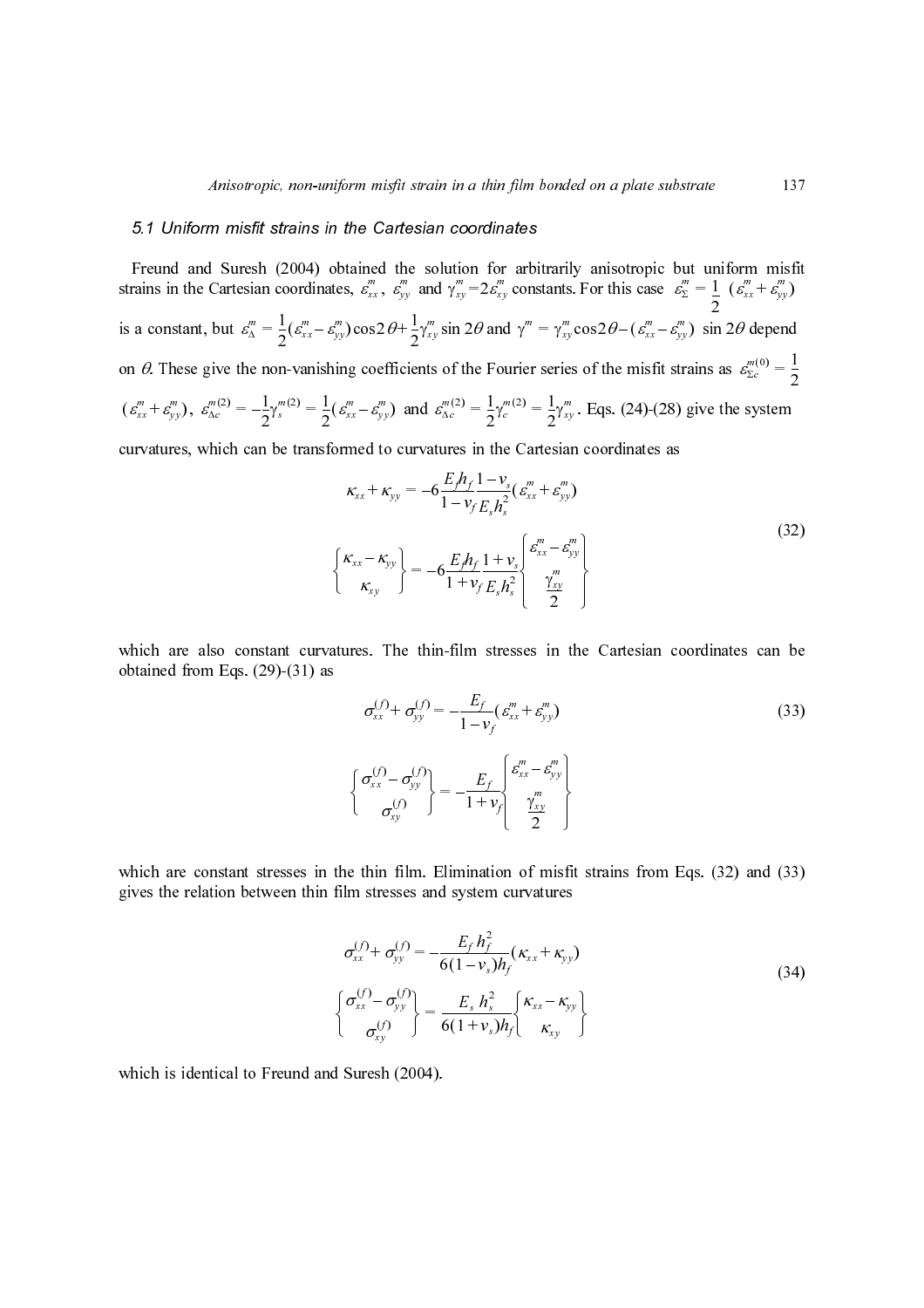### 5.1 Uniform misfit strains in the Cartesian coordinates

Freund and Suresh (2004) obtained the solution for arbitrarily anisotropic but uniform misfit strains in the Cartesian coordinates, $\varepsilon_{xx}^m$, $\varepsilon_{yy}^m$ and $\gamma_{xy}^m = 2\varepsilon_{xy}^m$ constants. For this case $\varepsilon_\Sigma^m = \frac{1}{2}(\varepsilon_{xx}^m + \varepsilon_{yy}^m)$ is a constant, but $\varepsilon_\Delta^m = \frac{1}{2}(\varepsilon_{xx}^m - \varepsilon_{yy}^m)\cos 2\theta + \frac{1}{2}\gamma_{xy}^m \sin 2\theta$ and $\gamma^m = \gamma_{xy}^m \cos 2\theta - (\varepsilon_{xx}^m - \varepsilon_{yy}^m)\sin 2\theta$ depend on $\theta$. These give the non-vanishing coefficients of the Fourier series of the misfit strains as $\varepsilon_{\Sigma c}^{m(0)} = \frac{1}{2}(\varepsilon_{xx}^m + \varepsilon_{yy}^m)$, $\varepsilon_{\Delta c}^{m(2)} = -\frac{1}{2}\gamma_s^{m(2)} = \frac{1}{2}(\varepsilon_{xx}^m - \varepsilon_{yy}^m)$ and $\varepsilon_{\Delta c}^{m(2)} = \frac{1}{2}\gamma_c^{m(2)} = \frac{1}{2}\gamma_{xy}^m$. Eqs. (24)-(28) give the system curvatures, which can be transformed to curvatures in the Cartesian coordinates as

$$
\begin{aligned}
\kappa_{xx} + \kappa_{yy} &= -6\frac{E_f h_f}{1-\nu_f}\frac{1-\nu_s}{E_s h_s^2}(\varepsilon_{xx}^m + \varepsilon_{yy}^m) \\
\begin{Bmatrix} \kappa_{xx} - \kappa_{yy} \\ \kappa_{xy} \end{Bmatrix} &= -6\frac{E_f h_f}{1+\nu_f}\frac{1+\nu_s}{E_s h_s^2}\begin{Bmatrix} \varepsilon_{xx}^m - \varepsilon_{yy}^m \\ \dfrac{\gamma_{xy}^m}{2} \end{Bmatrix}
\end{aligned}
\tag{32}
$$

which are also constant curvatures. The thin-film stresses in the Cartesian coordinates can be obtained from Eqs. (29)-(31) as

$$
\sigma_{xx}^{(f)} + \sigma_{yy}^{(f)} = -\frac{E_f}{1-\nu_f}(\varepsilon_{xx}^m + \varepsilon_{yy}^m) \tag{33}
$$

$$
\begin{Bmatrix} \sigma_{xx}^{(f)} - \sigma_{yy}^{(f)} \\ \sigma_{xy}^{(f)} \end{Bmatrix} = -\frac{E_f}{1+\nu_f}\begin{Bmatrix} \varepsilon_{xx}^m - \varepsilon_{yy}^m \\ \dfrac{\gamma_{xy}^m}{2} \end{Bmatrix}
$$

which are constant stresses in the thin film. Elimination of misfit strains from Eqs. (32) and (33) gives the relation between thin film stresses and system curvatures

$$
\begin{aligned}
\sigma_{xx}^{(f)} + \sigma_{yy}^{(f)} &= -\frac{E_f h_f^2}{6(1-\nu_s)h_f}(\kappa_{xx} + \kappa_{yy}) \\
\begin{Bmatrix} \sigma_{xx}^{(f)} - \sigma_{yy}^{(f)} \\ \sigma_{xy}^{(f)} \end{Bmatrix} &= \frac{E_s h_s^2}{6(1+\nu_s)h_f}\begin{Bmatrix} \kappa_{xx} - \kappa_{yy} \\ \kappa_{xy} \end{Bmatrix}
\end{aligned}
\tag{34}
$$

which is identical to Freund and Suresh (2004).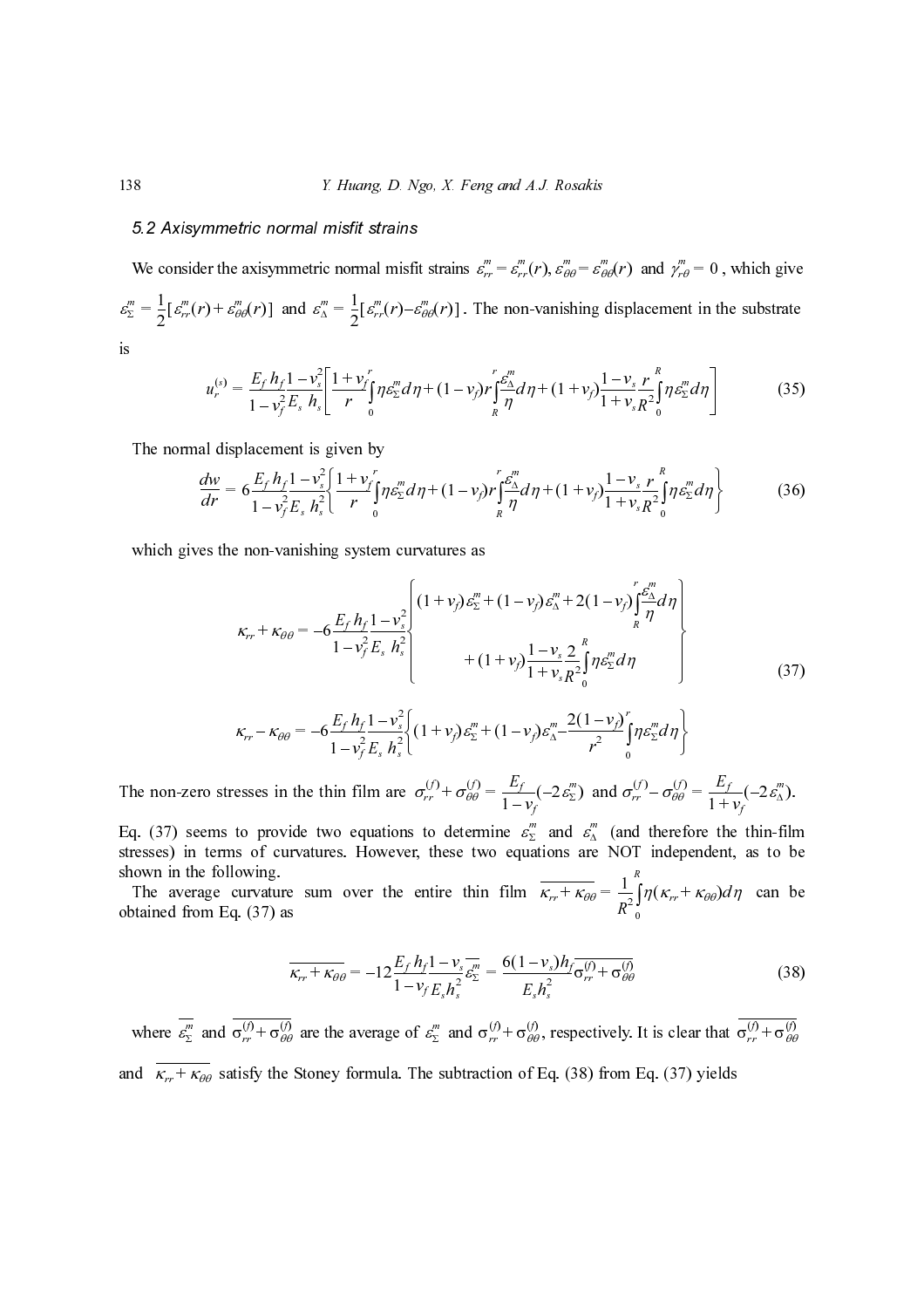### 5.2 Axisymmetric normal misfit strains

We consider the axisymmetric normal misfit strains $\varepsilon_{rr}^m = \varepsilon_{rr}^m(r), \varepsilon_{\theta\theta}^m = \varepsilon_{\theta\theta}^m(r)$ and $\gamma_{r\theta}^m = 0$, which give $\varepsilon_\Sigma^m = \frac{1}{2}[\varepsilon_{rr}^m(r) + \varepsilon_{\theta\theta}^m(r)]$ and $\varepsilon_\Delta^m = \frac{1}{2}[\varepsilon_{rr}^m(r) - \varepsilon_{\theta\theta}^m(r)]$. The non-vanishing displacement in the substrate is

$$u_r^{(s)} = \frac{E_f h_f}{1-\nu_f^2} \frac{1-\nu_s^2}{E_s h_s} \left[ \frac{1+\nu_f}{r} \int_0^r \eta \varepsilon_\Sigma^m d\eta + (1-\nu_f) r \int_R^r \frac{\varepsilon_\Delta^m}{\eta} d\eta + (1+\nu_f) \frac{1-\nu_s}{1+\nu_s} \frac{r}{R^2} \int_0^R \eta \varepsilon_\Sigma^m d\eta \right] \tag{35}$$

The normal displacement is given by

$$\frac{dw}{dr} = 6 \frac{E_f h_f}{1-\nu_f^2} \frac{1-\nu_s^2}{E_s h_s^2} \left\{ \frac{1+\nu_f}{r} \int_0^r \eta \varepsilon_\Sigma^m d\eta + (1-\nu_f) r \int_R^r \frac{\varepsilon_\Delta^m}{\eta} d\eta + (1+\nu_f) \frac{1-\nu_s}{1+\nu_s} \frac{r}{R^2} \int_0^R \eta \varepsilon_\Sigma^m d\eta \right\} \tag{36}$$

which gives the non-vanishing system curvatures as

$$\begin{aligned}
\kappa_{rr} + \kappa_{\theta\theta} &= -6 \frac{E_f h_f}{1-\nu_f^2} \frac{1-\nu_s^2}{E_s h_s^2} \left\{ \begin{array}{c} (1+\nu_f)\varepsilon_\Sigma^m + (1-\nu_f)\varepsilon_\Delta^m + 2(1-\nu_f) \int_R^r \frac{\varepsilon_\Delta^m}{\eta} d\eta \\ + (1+\nu_f) \frac{1-\nu_s}{1+\nu_s} \frac{2}{R^2} \int_0^R \eta \varepsilon_\Sigma^m d\eta \end{array} \right\} \\
\kappa_{rr} - \kappa_{\theta\theta} &= -6 \frac{E_f h_f}{1-\nu_f^2} \frac{1-\nu_s^2}{E_s h_s^2} \left\{ (1+\nu_f)\varepsilon_\Sigma^m + (1-\nu_f)\varepsilon_\Delta^m - \frac{2(1-\nu_f)}{r^2} \int_0^r \eta \varepsilon_\Sigma^m d\eta \right\}
\end{aligned} \tag{37}$$

The non-zero stresses in the thin film are $\sigma_{rr}^{(f)} + \sigma_{\theta\theta}^{(f)} = \frac{E_f}{1-\nu_f}(-2\varepsilon_\Sigma^m)$ and $\sigma_{rr}^{(f)} - \sigma_{\theta\theta}^{(f)} = \frac{E_f}{1+\nu_f}(-2\varepsilon_\Delta^m)$.

Eq. (37) seems to provide two equations to determine $\varepsilon_\Sigma^m$ and $\varepsilon_\Delta^m$ (and therefore the thin-film stresses) in terms of curvatures. However, these two equations are NOT independent, as to be shown in the following.

The average curvature sum over the entire thin film $\overline{\kappa_{rr} + \kappa_{\theta\theta}} = \frac{1}{R^2} \int_0^R \eta (\kappa_{rr} + \kappa_{\theta\theta}) d\eta$ can be obtained from Eq. (37) as

$$\overline{\kappa_{rr} + \kappa_{\theta\theta}} = -12 \frac{E_f h_f}{1-\nu_f} \frac{1-\nu_s}{E_s h_s^2} \overline{\varepsilon_\Sigma^m} = \frac{6(1-\nu_s) h_f}{E_s h_s^2} \overline{\sigma_{rr}^{(f)} + \sigma_{\theta\theta}^{(f)}} \tag{38}$$

where $\overline{\varepsilon_\Sigma^m}$ and $\overline{\sigma_{rr}^{(f)} + \sigma_{\theta\theta}^{(f)}}$ are the average of $\varepsilon_\Sigma^m$ and $\sigma_{rr}^{(f)} + \sigma_{\theta\theta}^{(f)}$, respectively. It is clear that $\overline{\sigma_{rr}^{(f)} + \sigma_{\theta\theta}^{(f)}}$ and $\overline{\kappa_{rr} + \kappa_{\theta\theta}}$ satisfy the Stoney formula. The subtraction of Eq. (38) from Eq. (37) yields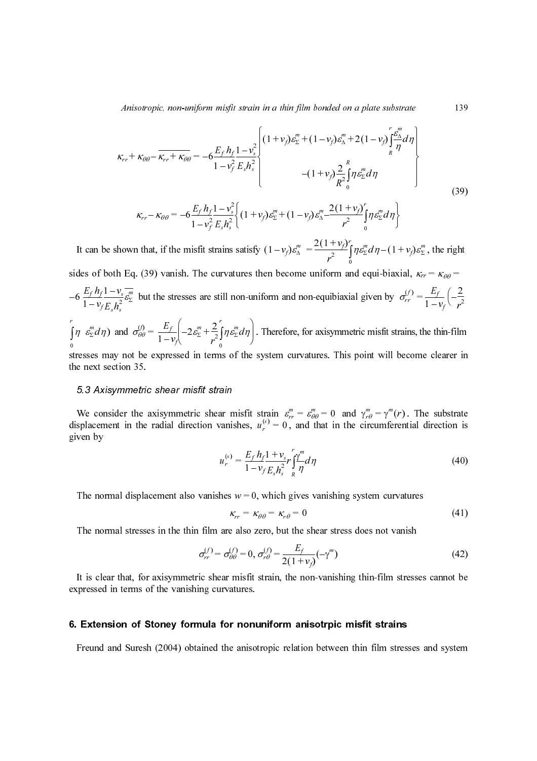$$\kappa_{rr}+\kappa_{\theta\theta}-\overline{\kappa_{rr}+\kappa_{\theta\theta}}=-6\frac{E_f h_f}{1-\nu_f^2}\frac{1-\nu_s^2}{E_s h_s^2}\left\{\begin{array}{c}(1+\nu_f)\varepsilon_\Sigma^m+(1-\nu_f)\varepsilon_\Delta^m+2(1-\nu_f)\int_R^r\frac{\varepsilon_\Delta^m}{\eta}d\eta\\ -(1+\nu_f)\frac{2}{R^2}\int_0^R\eta\varepsilon_\Sigma^m d\eta\end{array}\right\}$$

$$\kappa_{rr}-\kappa_{\theta\theta}=-6\frac{E_f h_f}{1-\nu_f^2}\frac{1-\nu_s^2}{E_s h_s^2}\left\{(1+\nu_f)\varepsilon_\Sigma^m+(1-\nu_f)\varepsilon_\Delta^m-\frac{2(1+\nu_f)}{r^2}\int_0^r\eta\varepsilon_\Sigma^m d\eta\right\} \tag{39}$$

It can be shown that, if the misfit strains satisfy $(1-\nu_f)\varepsilon_\Delta^m=\frac{2(1+\nu_f)}{r^2}\int_0^r\eta\varepsilon_\Sigma^m d\eta-(1+\nu_f)\varepsilon_\Sigma^m$, the right sides of both Eq. (39) vanish. The curvatures then become uniform and equi-biaxial, $\kappa_{rr}=\kappa_{\theta\theta}=-6\frac{E_f h_f}{1-\nu_f}\frac{1-\nu_s}{E_s h_s^2}\overline{\varepsilon_\Sigma^m}$ but the stresses are still non-uniform and non-equibiaxial given by $\sigma_{rr}^{(f)}=\frac{E_f}{1-\nu_f}\left(-\frac{2}{r^2}\int_0^r\eta\ \varepsilon_\Sigma^m d\eta\right)$ and $\sigma_{\theta\theta}^{(f)}=\frac{E_f}{1-\nu_f}\left(-2\varepsilon_\Sigma^m+\frac{2}{r^2}\int_0^r\eta\varepsilon_\Sigma^m d\eta\right)$. Therefore, for axisymmetric misfit strains, the thin-film stresses may not be expressed in terms of the system curvatures. This point will become clearer in the next section 35.

### 5.3 Axisymmetric shear misfit strain

We consider the axisymmetric shear misfit strain $\varepsilon_{rr}^m=\varepsilon_{\theta\theta}^m=0$ and $\gamma_{r\theta}^m=\gamma^m(r)$. The substrate displacement in the radial direction vanishes, $u_r^{(s)}=0$, and that in the circumferential direction is given by

$$u_r^{(s)}=\frac{E_f h_f}{1-\nu_f}\frac{1+\nu_s}{E_s h_s^2}r\int_R^r\frac{\gamma^m}{\eta}d\eta \tag{40}$$

The normal displacement also vanishes $w=0$, which gives vanishing system curvatures

$$\kappa_{rr}=\kappa_{\theta\theta}=\kappa_{r\theta}=0 \tag{41}$$

The normal stresses in the thin film are also zero, but the shear stress does not vanish

$$\sigma_{rr}^{(f)}=\sigma_{\theta\theta}^{(f)}=0,\ \sigma_{r\theta}^{(f)}=\frac{E_f}{2(1+\nu_f)}(-\gamma^m) \tag{42}$$

It is clear that, for axisymmetric shear misfit strain, the non-vanishing thin-film stresses cannot be expressed in terms of the vanishing curvatures.

## 6. Extension of Stoney formula for nonuniform anisotrpic misfit strains

Freund and Suresh (2004) obtained the anisotropic relation between thin film stresses and system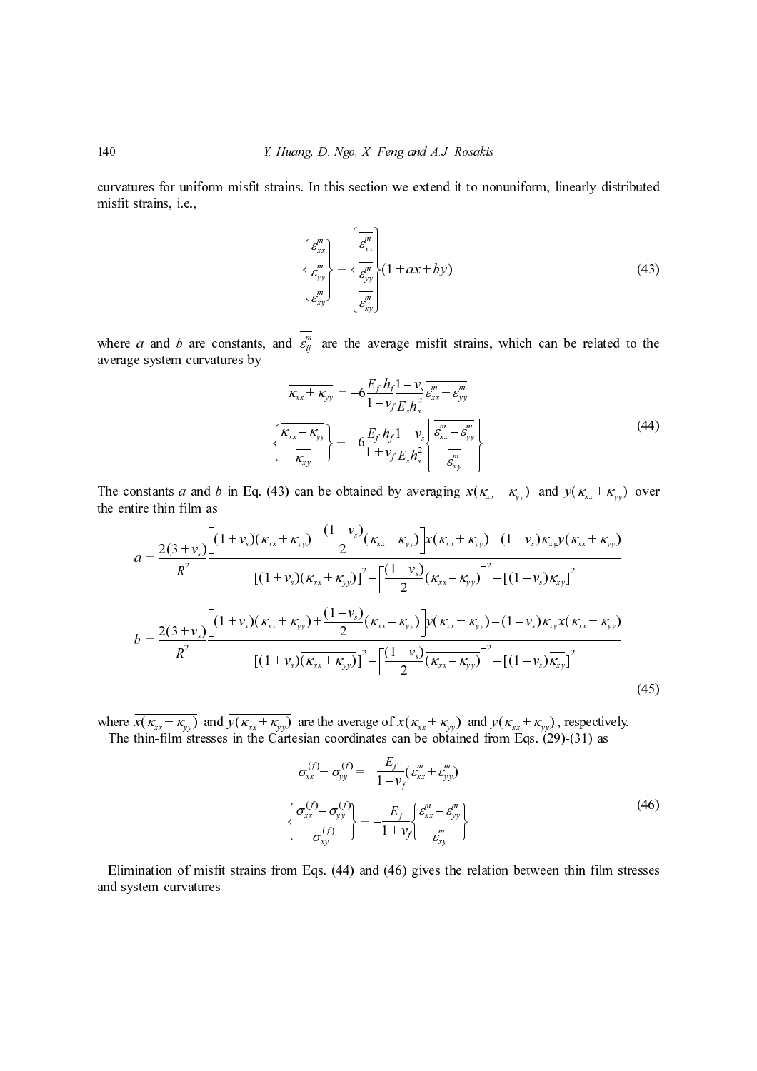curvatures for uniform misfit strains. In this section we extend it to nonuniform, linearly distributed misfit strains, i.e.,

$$
\begin{Bmatrix} \varepsilon_{xx}^{m} \\ \varepsilon_{yy}^{m} \\ \varepsilon_{xy}^{m} \end{Bmatrix} = \begin{Bmatrix} \overline{\varepsilon_{xx}^{m}} \\ \overline{\varepsilon_{yy}^{m}} \\ \overline{\varepsilon_{xy}^{m}} \end{Bmatrix} (1 + ax + by) \tag{43}
$$

where $a$ and $b$ are constants, and $\overline{\varepsilon_{ij}^{m}}$ are the average misfit strains, which can be related to the average system curvatures by

$$
\overline{\kappa_{xx} + \kappa_{yy}} = -6 \frac{E_f h_f}{1 - \nu_f} \frac{1 - \nu_s}{E_s h_s^2} \overline{\varepsilon_{xx}^{m} + \varepsilon_{yy}^{m}}
$$

$$
\begin{Bmatrix} \overline{\kappa_{xx} - \kappa_{yy}} \\ \overline{\kappa_{xy}} \end{Bmatrix} = -6 \frac{E_f h_f}{1 + \nu_f} \frac{1 + \nu_s}{E_s h_s^2} \begin{Bmatrix} \overline{\varepsilon_{xx}^{m} - \varepsilon_{yy}^{m}} \\ \overline{\varepsilon_{xy}^{m}} \end{Bmatrix} \tag{44}
$$

The constants $a$ and $b$ in Eq. (43) can be obtained by averaging $x(\kappa_{xx} + \kappa_{yy})$ and $y(\kappa_{xx} + \kappa_{yy})$ over the entire thin film as

$$
a = \frac{2(3+\nu_s)}{R^2} \frac{\left[ (1+\nu_s)\overline{(\kappa_{xx} + \kappa_{yy})} - \frac{(1-\nu_s)}{2}\overline{(\kappa_{xx} - \kappa_{yy})} \right] \overline{x(\kappa_{xx} + \kappa_{yy})} - (1-\nu_s)\overline{\kappa_{xy}}\, \overline{y(\kappa_{xx} + \kappa_{yy})}}{[(1+\nu_s)\overline{(\kappa_{xx} + \kappa_{yy})}]^2 - \left[ \frac{(1-\nu_s)}{2}\overline{(\kappa_{xx} - \kappa_{yy})} \right]^2 - [(1-\nu_s)\overline{\kappa_{xy}}]^2}
$$

$$
b = \frac{2(3+\nu_s)}{R^2} \frac{\left[ (1+\nu_s)\overline{(\kappa_{xx} + \kappa_{yy})} + \frac{(1-\nu_s)}{2}\overline{(\kappa_{xx} - \kappa_{yy})} \right] \overline{y(\kappa_{xx} + \kappa_{yy})} - (1-\nu_s)\overline{\kappa_{xy}}\, \overline{x(\kappa_{xx} + \kappa_{yy})}}{[(1+\nu_s)\overline{(\kappa_{xx} + \kappa_{yy})}]^2 - \left[ \frac{(1-\nu_s)}{2}\overline{(\kappa_{xx} - \kappa_{yy})} \right]^2 - [(1-\nu_s)\overline{\kappa_{xy}}]^2} \tag{45}
$$

where $\overline{x(\kappa_{xx} + \kappa_{yy})}$ and $\overline{y(\kappa_{xx} + \kappa_{yy})}$ are the average of $x(\kappa_{xx} + \kappa_{yy})$ and $y(\kappa_{xx} + \kappa_{yy})$, respectively.

The thin-film stresses in the Cartesian coordinates can be obtained from Eqs. (29)-(31) as

$$
\sigma_{xx}^{(f)} + \sigma_{yy}^{(f)} = -\frac{E_f}{1 - \nu_f} (\varepsilon_{xx}^{m} + \varepsilon_{yy}^{m})
$$

$$
\begin{Bmatrix} \sigma_{xx}^{(f)} - \sigma_{yy}^{(f)} \\ \sigma_{xy}^{(f)} \end{Bmatrix} = -\frac{E_f}{1 + \nu_f} \begin{Bmatrix} \varepsilon_{xx}^{m} - \varepsilon_{yy}^{m} \\ \varepsilon_{xy}^{m} \end{Bmatrix} \tag{46}
$$

Elimination of misfit strains from Eqs. (44) and (46) gives the relation between thin film stresses and system curvatures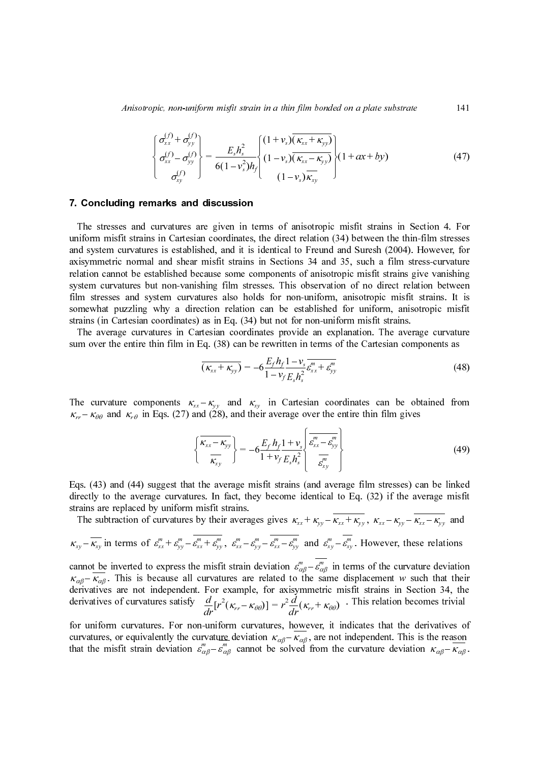$$
\begin{Bmatrix} \sigma_{xx}^{(f)} + \sigma_{yy}^{(f)} \\ \sigma_{xx}^{(f)} - \sigma_{yy}^{(f)} \\ \sigma_{xy}^{(f)} \end{Bmatrix} = \frac{E_s h_s^2}{6(1-\nu_s^2)h_f} \begin{Bmatrix} (1+\nu_s)\overline{(\kappa_{xx}+\kappa_{yy})} \\ (1-\nu_s)\overline{(\kappa_{xx}-\kappa_{yy})} \\ (1-\nu_s)\overline{\kappa_{xy}} \end{Bmatrix} (1+ax+by) \tag{47}
$$

## 7. Concluding remarks and discussion

The stresses and curvatures are given in terms of anisotropic misfit strains in Section 4. For uniform misfit strains in Cartesian coordinates, the direct relation (34) between the thin-film stresses and system curvatures is established, and it is identical to Freund and Suresh (2004). However, for axisymmetric normal and shear misfit strains in Sections 34 and 35, such a film stress-curvature relation cannot be established because some components of anisotropic misfit strains give vanishing system curvatures but non-vanishing film stresses. This observation of no direct relation between film stresses and system curvatures also holds for non-uniform, anisotropic misfit strains. It is somewhat puzzling why a direction relation can be established for uniform, anisotropic misfit strains (in Cartesian coordinates) as in Eq. (34) but not for non-uniform misfit strains.

The average curvatures in Cartesian coordinates provide an explanation. The average curvature sum over the entire thin film in Eq. (38) can be rewritten in terms of the Cartesian components as

$$
\overline{(\kappa_{xx}+\kappa_{yy})} = -6\frac{E_f h_f}{1-\nu_f}\frac{1-\nu_s}{E_s h_s^2}\overline{\varepsilon_{xx}^m + \varepsilon_{yy}^m} \tag{48}
$$

The curvature components $\kappa_{xx}-\kappa_{yy}$ and $\kappa_{xy}$ in Cartesian coordinates can be obtained from $\kappa_{rr}-\kappa_{\theta\theta}$ and $\kappa_{r\theta}$ in Eqs. (27) and (28), and their average over the entire thin film gives

$$
\begin{Bmatrix} \overline{\kappa_{xx}-\kappa_{yy}} \\ \overline{\kappa_{xy}} \end{Bmatrix} = -6\frac{E_f h_f}{1+\nu_f}\frac{1+\nu_s}{E_s h_s^2}\begin{Bmatrix} \overline{\varepsilon_{xx}^m - \varepsilon_{yy}^m} \\ \overline{\varepsilon_{xy}^m} \end{Bmatrix} \tag{49}
$$

Eqs. (43) and (44) suggest that the average misfit strains (and average film stresses) can be linked directly to the average curvatures. In fact, they become identical to Eq. (32) if the average misfit strains are replaced by uniform misfit strains.

The subtraction of curvatures by their averages gives $\kappa_{xx}+\kappa_{yy}-\overline{\kappa_{xx}+\kappa_{yy}}$, $\kappa_{xx}-\kappa_{yy}-\overline{\kappa_{xx}-\kappa_{yy}}$ and $\kappa_{xy}-\overline{\kappa_{xy}}$ in terms of $\varepsilon_{xx}^m+\varepsilon_{yy}^m-\overline{\varepsilon_{xx}^m+\varepsilon_{yy}^m}$, $\varepsilon_{xx}^m-\varepsilon_{yy}^m-\overline{\varepsilon_{xx}^m-\varepsilon_{yy}^m}$ and $\varepsilon_{xy}^m-\overline{\varepsilon_{xy}^m}$. However, these relations cannot be inverted to express the misfit strain deviation $\varepsilon_{\alpha\beta}^m-\overline{\varepsilon_{\alpha\beta}^m}$ in terms of the curvature deviation $\kappa_{\alpha\beta}-\overline{\kappa_{\alpha\beta}}$. This is because all curvatures are related to the same displacement $w$ such that their derivatives are not independent. For example, for axisymmetric misfit strains in Section 34, the derivatives of curvatures satisfy $\frac{d}{dr}[r^2(\kappa_{rr}-\kappa_{\theta\theta})] = r^2\frac{d}{dr}(\kappa_{rr}+\kappa_{\theta\theta})$. This relation becomes trivial for uniform curvatures. For non-uniform curvatures, however, it indicates that the derivatives of curvatures, or equivalently the curvature deviation $\kappa_{\alpha\beta}-\overline{\kappa_{\alpha\beta}}$, are not independent. This is the reason that the misfit strain deviation $\varepsilon_{\alpha\beta}^m-\overline{\varepsilon_{\alpha\beta}^m}$ cannot be solved from the curvature deviation $\kappa_{\alpha\beta}-\overline{\kappa_{\alpha\beta}}$.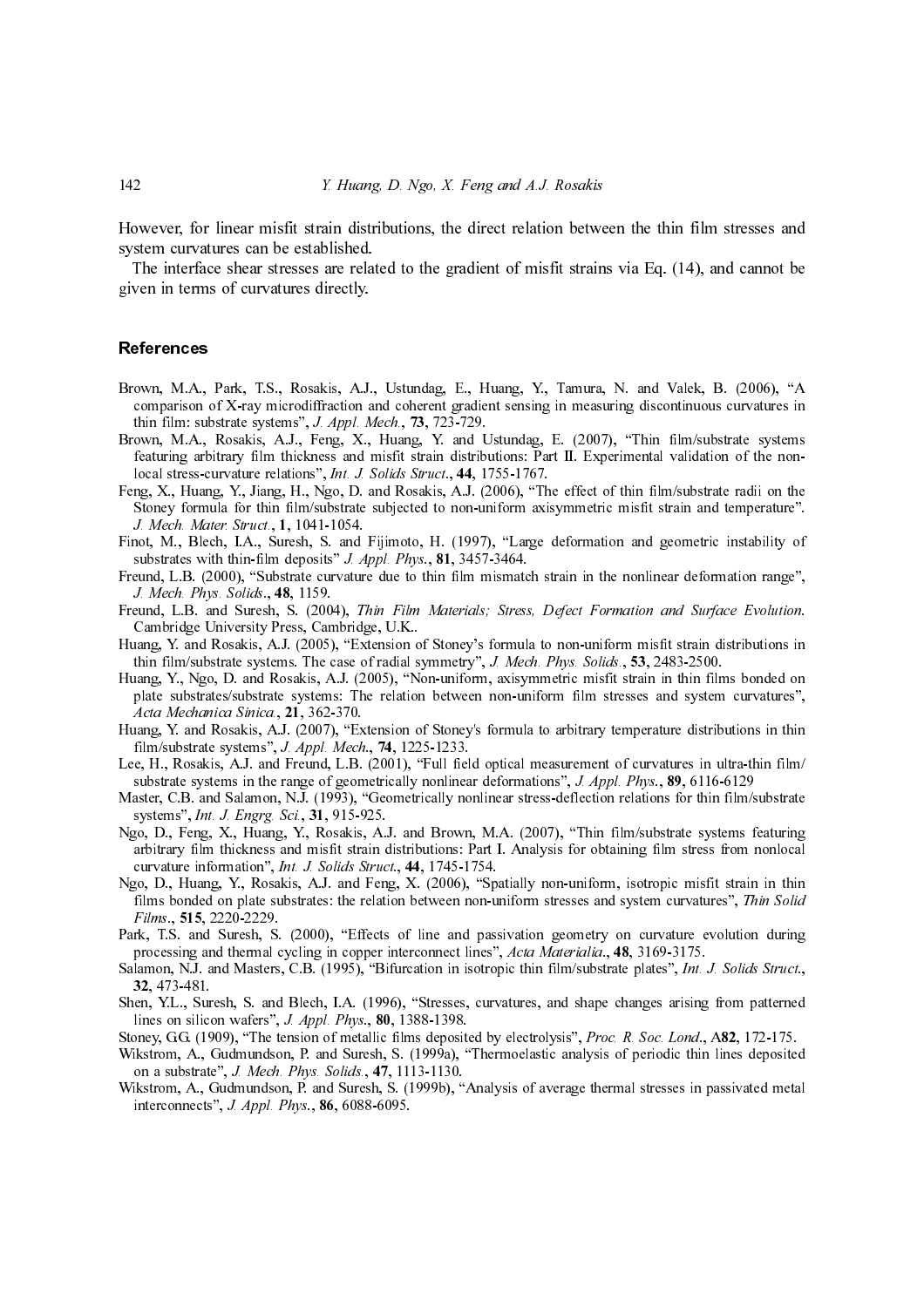However, for linear misfit strain distributions, the direct relation between the thin film stresses and system curvatures can be established.

The interface shear stresses are related to the gradient of misfit strains via Eq. (14), and cannot be given in terms of curvatures directly.

## References

Brown, M.A., Park, T.S., Rosakis, A.J., Ustundag, E., Huang, Y., Tamura, N. and Valek, B. (2006), "A comparison of X-ray microdiffraction and coherent gradient sensing in measuring discontinuous curvatures in thin film: substrate systems", *J. Appl. Mech.*, **73**, 723-729.

Brown, M.A., Rosakis, A.J., Feng, X., Huang, Y. and Ustundag, E. (2007), "Thin film/substrate systems featuring arbitrary film thickness and misfit strain distributions: Part II. Experimental validation of the non-local stress-curvature relations", *Int. J. Solids Struct*., **44**, 1755-1767.

Feng, X., Huang, Y., Jiang, H., Ngo, D. and Rosakis, A.J. (2006), "The effect of thin film/substrate radii on the Stoney formula for thin film/substrate subjected to non-uniform axisymmetric misfit strain and temperature". *J. Mech. Mater. Struct.*, **1**, 1041-1054.

Finot, M., Blech, I.A., Suresh, S. and Fijimoto, H. (1997), "Large deformation and geometric instability of substrates with thin-film deposits" *J. Appl. Phys.*, **81**, 3457-3464.

Freund, L.B. (2000), "Substrate curvature due to thin film mismatch strain in the nonlinear deformation range", *J. Mech. Phys. Solids*., **48**, 1159.

Freund, L.B. and Suresh, S. (2004), *Thin Film Materials; Stress, Defect Formation and Surface Evolution*. Cambridge University Press, Cambridge, U.K..

Huang, Y. and Rosakis, A.J. (2005), "Extension of Stoney's formula to non-uniform misfit strain distributions in thin film/substrate systems. The case of radial symmetry", *J. Mech. Phys. Solids.*, **53**, 2483-2500.

Huang, Y., Ngo, D. and Rosakis, A.J. (2005), "Non-uniform, axisymmetric misfit strain in thin films bonded on plate substrates/substrate systems: The relation between non-uniform film stresses and system curvatures", *Acta Mechanica Sinica.*, **21**, 362-370.

Huang, Y. and Rosakis, A.J. (2007), "Extension of Stoney's formula to arbitrary temperature distributions in thin film/substrate systems", *J. Appl. Mech.*, **74**, 1225-1233.

Lee, H., Rosakis, A.J. and Freund, L.B. (2001), "Full field optical measurement of curvatures in ultra-thin film/substrate systems in the range of geometrically nonlinear deformations", *J. Appl. Phys.*, **89**, 6116-6129

Master, C.B. and Salamon, N.J. (1993), "Geometrically nonlinear stress-deflection relations for thin film/substrate systems", *Int. J. Engrg. Sci.*, **31**, 915-925.

Ngo, D., Feng, X., Huang, Y., Rosakis, A.J. and Brown, M.A. (2007), "Thin film/substrate systems featuring arbitrary film thickness and misfit strain distributions: Part I. Analysis for obtaining film stress from nonlocal curvature information", *Int. J. Solids Struct.*, **44**, 1745-1754.

Ngo, D., Huang, Y., Rosakis, A.J. and Feng, X. (2006), "Spatially non-uniform, isotropic misfit strain in thin films bonded on plate substrates: the relation between non-uniform stresses and system curvatures", *Thin Solid Films*., **515**, 2220-2229.

Park, T.S. and Suresh, S. (2000), "Effects of line and passivation geometry on curvature evolution during processing and thermal cycling in copper interconnect lines", *Acta Materialia*., **48**, 3169-3175.

Salamon, N.J. and Masters, C.B. (1995), "Bifurcation in isotropic thin film/substrate plates", *Int. J. Solids Struct.*, **32**, 473-481.

Shen, Y.L., Suresh, S. and Blech, I.A. (1996), "Stresses, curvatures, and shape changes arising from patterned lines on silicon wafers", *J. Appl. Phys.*, **80**, 1388-1398.

Stoney, G.G. (1909), "The tension of metallic films deposited by electrolysis", *Proc. R. Soc. Lond.*, A**82**, 172-175.

Wikstrom, A., Gudmundson, P. and Suresh, S. (1999a), "Thermoelastic analysis of periodic thin lines deposited on a substrate", *J. Mech. Phys. Solids.*, **47**, 1113-1130.

Wikstrom, A., Gudmundson, P. and Suresh, S. (1999b), "Analysis of average thermal stresses in passivated metal interconnects", *J. Appl. Phys.*, **86**, 6088-6095.